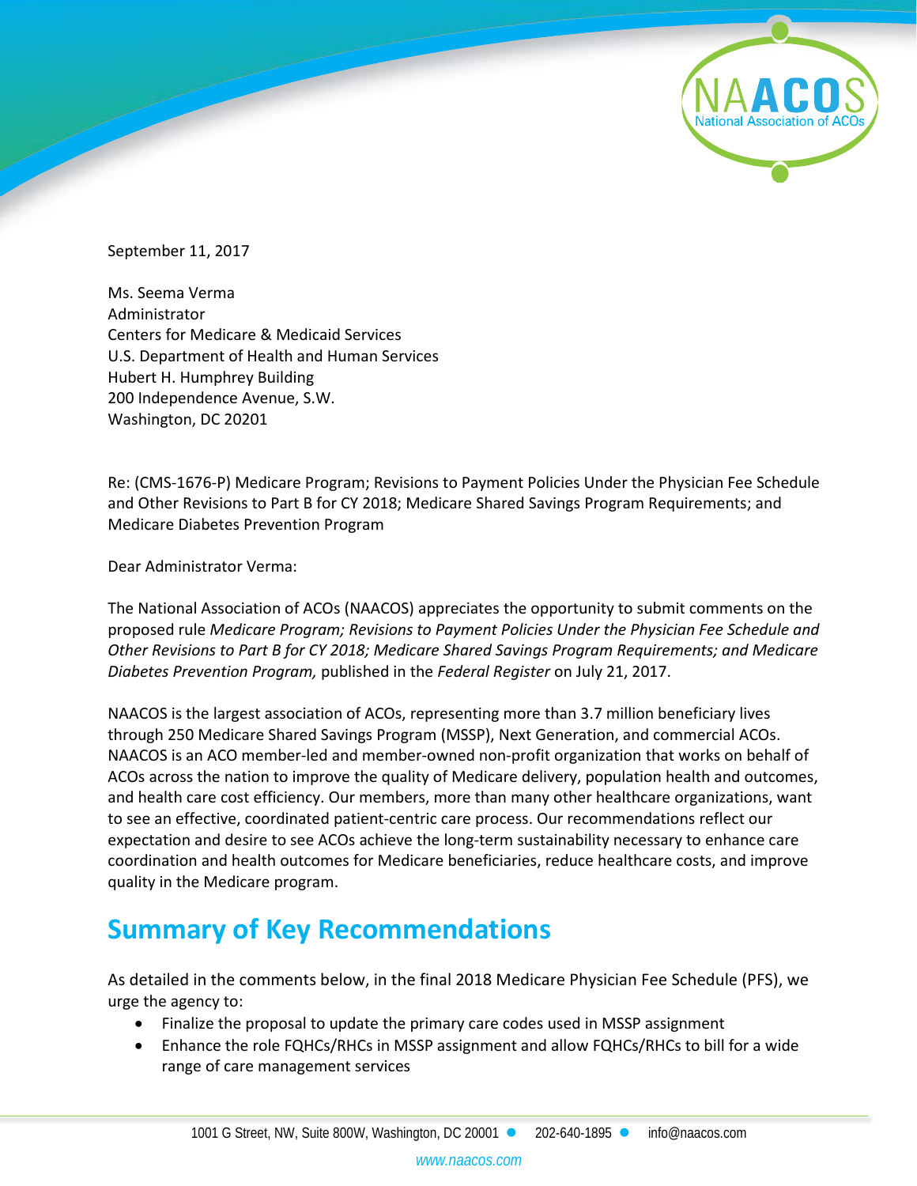September 11, 2017

Ms. Seema Verma
Administrator
Centers for Medicare & Medicaid Services
U.S. Department of Health and Human Services
Hubert H. Humphrey Building
200 Independence Avenue, S.W.
Washington, DC 20201

Re: (CMS-1676-P) Medicare Program; Revisions to Payment Policies Under the Physician Fee Schedule and Other Revisions to Part B for CY 2018; Medicare Shared Savings Program Requirements; and Medicare Diabetes Prevention Program

Dear Administrator Verma:

The National Association of ACOs (NAACOS) appreciates the opportunity to submit comments on the proposed rule *Medicare Program; Revisions to Payment Policies Under the Physician Fee Schedule and Other Revisions to Part B for CY 2018; Medicare Shared Savings Program Requirements; and Medicare Diabetes Prevention Program,* published in the *Federal Register* on July 21, 2017.

NAACOS is the largest association of ACOs, representing more than 3.7 million beneficiary lives through 250 Medicare Shared Savings Program (MSSP), Next Generation, and commercial ACOs. NAACOS is an ACO member-led and member-owned non-profit organization that works on behalf of ACOs across the nation to improve the quality of Medicare delivery, population health and outcomes, and health care cost efficiency. Our members, more than many other healthcare organizations, want to see an effective, coordinated patient-centric care process. Our recommendations reflect our expectation and desire to see ACOs achieve the long-term sustainability necessary to enhance care coordination and health outcomes for Medicare beneficiaries, reduce healthcare costs, and improve quality in the Medicare program.

## Summary of Key Recommendations

As detailed in the comments below, in the final 2018 Medicare Physician Fee Schedule (PFS), we urge the agency to:

- Finalize the proposal to update the primary care codes used in MSSP assignment
- Enhance the role FQHCs/RHCs in MSSP assignment and allow FQHCs/RHCs to bill for a wide range of care management services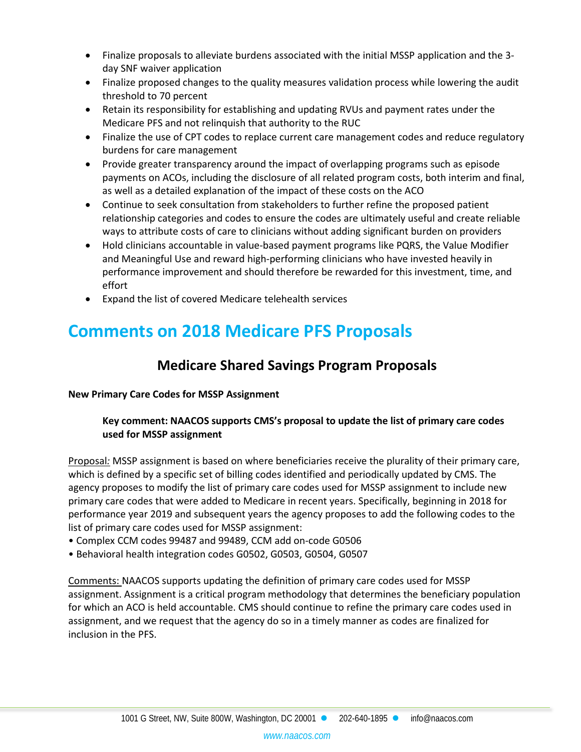- Finalize proposals to alleviate burdens associated with the initial MSSP application and the 3-day SNF waiver application
- Finalize proposed changes to the quality measures validation process while lowering the audit threshold to 70 percent
- Retain its responsibility for establishing and updating RVUs and payment rates under the Medicare PFS and not relinquish that authority to the RUC
- Finalize the use of CPT codes to replace current care management codes and reduce regulatory burdens for care management
- Provide greater transparency around the impact of overlapping programs such as episode payments on ACOs, including the disclosure of all related program costs, both interim and final, as well as a detailed explanation of the impact of these costs on the ACO
- Continue to seek consultation from stakeholders to further refine the proposed patient relationship categories and codes to ensure the codes are ultimately useful and create reliable ways to attribute costs of care to clinicians without adding significant burden on providers
- Hold clinicians accountable in value-based payment programs like PQRS, the Value Modifier and Meaningful Use and reward high-performing clinicians who have invested heavily in performance improvement and should therefore be rewarded for this investment, time, and effort
- Expand the list of covered Medicare telehealth services

# Comments on 2018 Medicare PFS Proposals

## Medicare Shared Savings Program Proposals

**New Primary Care Codes for MSSP Assignment**

> **Key comment: NAACOS supports CMS's proposal to update the list of primary care codes used for MSSP assignment**

Proposal*:* MSSP assignment is based on where beneficiaries receive the plurality of their primary care, which is defined by a specific set of billing codes identified and periodically updated by CMS. The agency proposes to modify the list of primary care codes used for MSSP assignment to include new primary care codes that were added to Medicare in recent years. Specifically, beginning in 2018 for performance year 2019 and subsequent years the agency proposes to add the following codes to the list of primary care codes used for MSSP assignment:

- Complex CCM codes 99487 and 99489, CCM add on-code G0506
- Behavioral health integration codes G0502, G0503, G0504, G0507

Comments: NAACOS supports updating the definition of primary care codes used for MSSP assignment. Assignment is a critical program methodology that determines the beneficiary population for which an ACO is held accountable. CMS should continue to refine the primary care codes used in assignment, and we request that the agency do so in a timely manner as codes are finalized for inclusion in the PFS.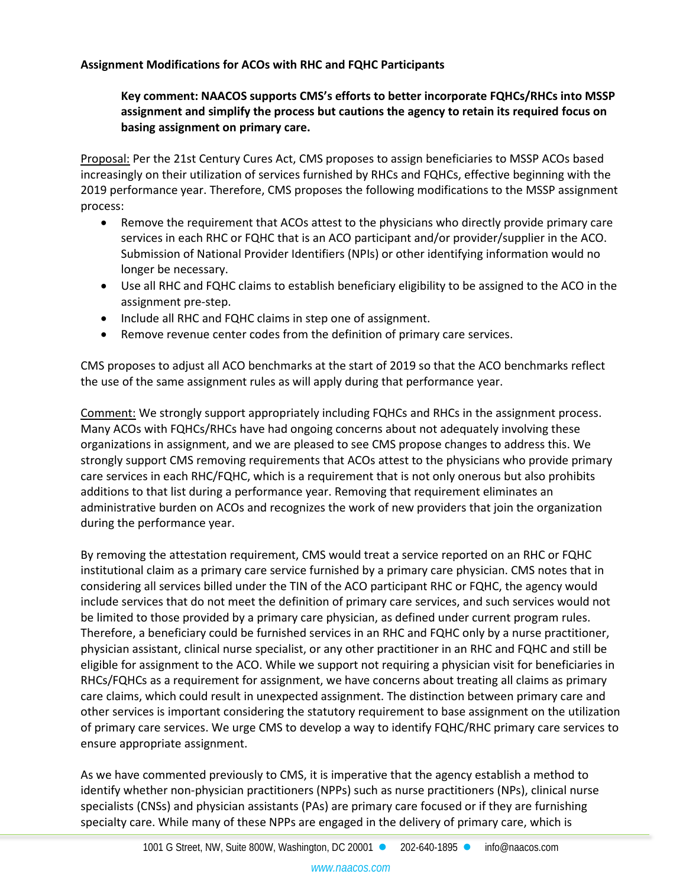**Assignment Modifications for ACOs with RHC and FQHC Participants**

> **Key comment: NAACOS supports CMS's efforts to better incorporate FQHCs/RHCs into MSSP assignment and simplify the process but cautions the agency to retain its required focus on basing assignment on primary care.**

Proposal: Per the 21st Century Cures Act, CMS proposes to assign beneficiaries to MSSP ACOs based increasingly on their utilization of services furnished by RHCs and FQHCs, effective beginning with the 2019 performance year. Therefore, CMS proposes the following modifications to the MSSP assignment process:

- Remove the requirement that ACOs attest to the physicians who directly provide primary care services in each RHC or FQHC that is an ACO participant and/or provider/supplier in the ACO. Submission of National Provider Identifiers (NPIs) or other identifying information would no longer be necessary.
- Use all RHC and FQHC claims to establish beneficiary eligibility to be assigned to the ACO in the assignment pre-step.
- Include all RHC and FQHC claims in step one of assignment.
- Remove revenue center codes from the definition of primary care services.

CMS proposes to adjust all ACO benchmarks at the start of 2019 so that the ACO benchmarks reflect the use of the same assignment rules as will apply during that performance year.

Comment: We strongly support appropriately including FQHCs and RHCs in the assignment process. Many ACOs with FQHCs/RHCs have had ongoing concerns about not adequately involving these organizations in assignment, and we are pleased to see CMS propose changes to address this. We strongly support CMS removing requirements that ACOs attest to the physicians who provide primary care services in each RHC/FQHC, which is a requirement that is not only onerous but also prohibits additions to that list during a performance year. Removing that requirement eliminates an administrative burden on ACOs and recognizes the work of new providers that join the organization during the performance year.

By removing the attestation requirement, CMS would treat a service reported on an RHC or FQHC institutional claim as a primary care service furnished by a primary care physician. CMS notes that in considering all services billed under the TIN of the ACO participant RHC or FQHC, the agency would include services that do not meet the definition of primary care services, and such services would not be limited to those provided by a primary care physician, as defined under current program rules. Therefore, a beneficiary could be furnished services in an RHC and FQHC only by a nurse practitioner, physician assistant, clinical nurse specialist, or any other practitioner in an RHC and FQHC and still be eligible for assignment to the ACO. While we support not requiring a physician visit for beneficiaries in RHCs/FQHCs as a requirement for assignment, we have concerns about treating all claims as primary care claims, which could result in unexpected assignment. The distinction between primary care and other services is important considering the statutory requirement to base assignment on the utilization of primary care services. We urge CMS to develop a way to identify FQHC/RHC primary care services to ensure appropriate assignment.

As we have commented previously to CMS, it is imperative that the agency establish a method to identify whether non-physician practitioners (NPPs) such as nurse practitioners (NPs), clinical nurse specialists (CNSs) and physician assistants (PAs) are primary care focused or if they are furnishing specialty care. While many of these NPPs are engaged in the delivery of primary care, which is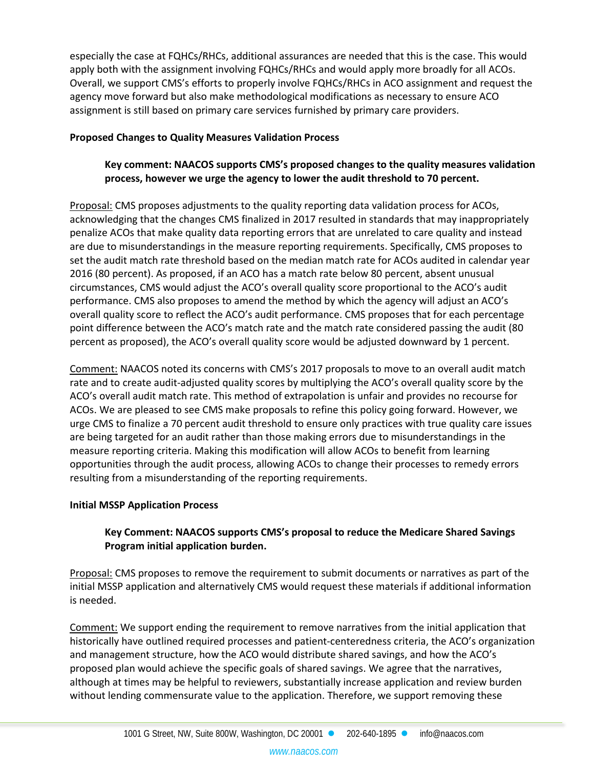especially the case at FQHCs/RHCs, additional assurances are needed that this is the case. This would apply both with the assignment involving FQHCs/RHCs and would apply more broadly for all ACOs. Overall, we support CMS's efforts to properly involve FQHCs/RHCs in ACO assignment and request the agency move forward but also make methodological modifications as necessary to ensure ACO assignment is still based on primary care services furnished by primary care providers.

**Proposed Changes to Quality Measures Validation Process**

> **Key comment: NAACOS supports CMS's proposed changes to the quality measures validation process, however we urge the agency to lower the audit threshold to 70 percent.**

Proposal: CMS proposes adjustments to the quality reporting data validation process for ACOs, acknowledging that the changes CMS finalized in 2017 resulted in standards that may inappropriately penalize ACOs that make quality data reporting errors that are unrelated to care quality and instead are due to misunderstandings in the measure reporting requirements. Specifically, CMS proposes to set the audit match rate threshold based on the median match rate for ACOs audited in calendar year 2016 (80 percent). As proposed, if an ACO has a match rate below 80 percent, absent unusual circumstances, CMS would adjust the ACO's overall quality score proportional to the ACO's audit performance. CMS also proposes to amend the method by which the agency will adjust an ACO's overall quality score to reflect the ACO's audit performance. CMS proposes that for each percentage point difference between the ACO's match rate and the match rate considered passing the audit (80 percent as proposed), the ACO's overall quality score would be adjusted downward by 1 percent.

Comment: NAACOS noted its concerns with CMS's 2017 proposals to move to an overall audit match rate and to create audit-adjusted quality scores by multiplying the ACO's overall quality score by the ACO's overall audit match rate. This method of extrapolation is unfair and provides no recourse for ACOs. We are pleased to see CMS make proposals to refine this policy going forward. However, we urge CMS to finalize a 70 percent audit threshold to ensure only practices with true quality care issues are being targeted for an audit rather than those making errors due to misunderstandings in the measure reporting criteria. Making this modification will allow ACOs to benefit from learning opportunities through the audit process, allowing ACOs to change their processes to remedy errors resulting from a misunderstanding of the reporting requirements.

**Initial MSSP Application Process**

> **Key Comment: NAACOS supports CMS's proposal to reduce the Medicare Shared Savings Program initial application burden.**

Proposal: CMS proposes to remove the requirement to submit documents or narratives as part of the initial MSSP application and alternatively CMS would request these materials if additional information is needed.

Comment: We support ending the requirement to remove narratives from the initial application that historically have outlined required processes and patient-centeredness criteria, the ACO's organization and management structure, how the ACO would distribute shared savings, and how the ACO's proposed plan would achieve the specific goals of shared savings. We agree that the narratives, although at times may be helpful to reviewers, substantially increase application and review burden without lending commensurate value to the application. Therefore, we support removing these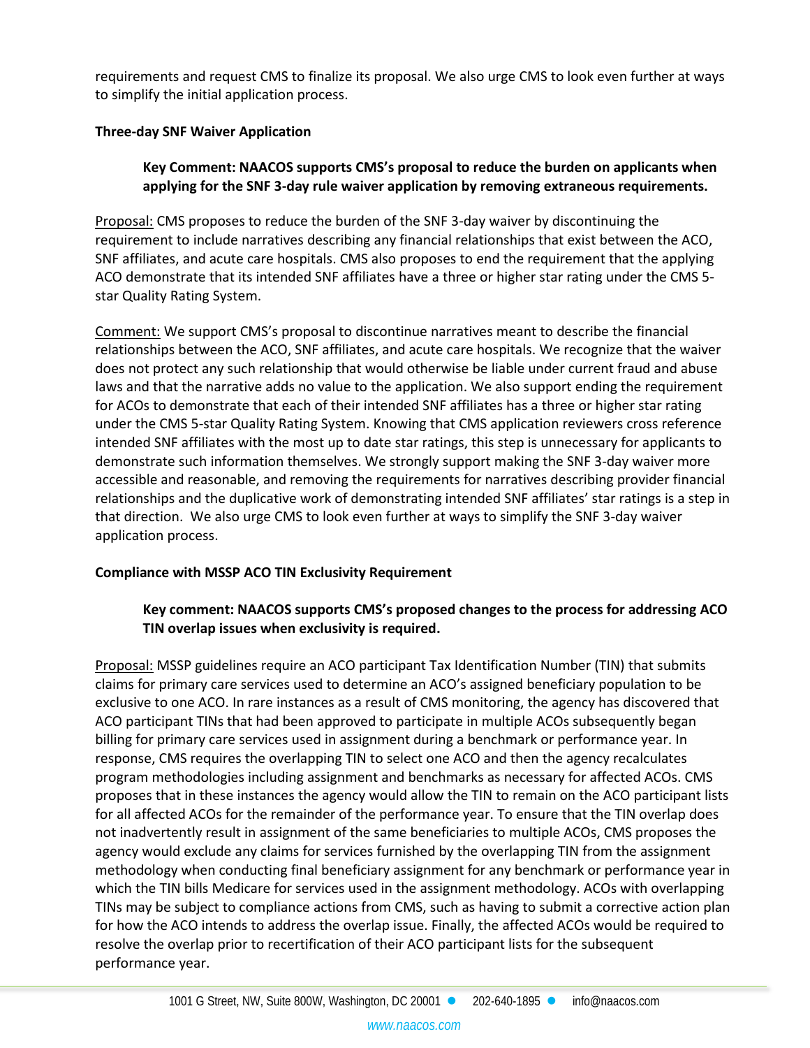requirements and request CMS to finalize its proposal. We also urge CMS to look even further at ways to simplify the initial application process.

**Three-day SNF Waiver Application**

> **Key Comment: NAACOS supports CMS's proposal to reduce the burden on applicants when applying for the SNF 3-day rule waiver application by removing extraneous requirements.**

Proposal: CMS proposes to reduce the burden of the SNF 3-day waiver by discontinuing the requirement to include narratives describing any financial relationships that exist between the ACO, SNF affiliates, and acute care hospitals. CMS also proposes to end the requirement that the applying ACO demonstrate that its intended SNF affiliates have a three or higher star rating under the CMS 5-star Quality Rating System.

Comment: We support CMS's proposal to discontinue narratives meant to describe the financial relationships between the ACO, SNF affiliates, and acute care hospitals. We recognize that the waiver does not protect any such relationship that would otherwise be liable under current fraud and abuse laws and that the narrative adds no value to the application. We also support ending the requirement for ACOs to demonstrate that each of their intended SNF affiliates has a three or higher star rating under the CMS 5-star Quality Rating System. Knowing that CMS application reviewers cross reference intended SNF affiliates with the most up to date star ratings, this step is unnecessary for applicants to demonstrate such information themselves. We strongly support making the SNF 3-day waiver more accessible and reasonable, and removing the requirements for narratives describing provider financial relationships and the duplicative work of demonstrating intended SNF affiliates' star ratings is a step in that direction. We also urge CMS to look even further at ways to simplify the SNF 3-day waiver application process.

**Compliance with MSSP ACO TIN Exclusivity Requirement**

> **Key comment: NAACOS supports CMS's proposed changes to the process for addressing ACO TIN overlap issues when exclusivity is required.**

Proposal: MSSP guidelines require an ACO participant Tax Identification Number (TIN) that submits claims for primary care services used to determine an ACO's assigned beneficiary population to be exclusive to one ACO. In rare instances as a result of CMS monitoring, the agency has discovered that ACO participant TINs that had been approved to participate in multiple ACOs subsequently began billing for primary care services used in assignment during a benchmark or performance year. In response, CMS requires the overlapping TIN to select one ACO and then the agency recalculates program methodologies including assignment and benchmarks as necessary for affected ACOs. CMS proposes that in these instances the agency would allow the TIN to remain on the ACO participant lists for all affected ACOs for the remainder of the performance year. To ensure that the TIN overlap does not inadvertently result in assignment of the same beneficiaries to multiple ACOs, CMS proposes the agency would exclude any claims for services furnished by the overlapping TIN from the assignment methodology when conducting final beneficiary assignment for any benchmark or performance year in which the TIN bills Medicare for services used in the assignment methodology. ACOs with overlapping TINs may be subject to compliance actions from CMS, such as having to submit a corrective action plan for how the ACO intends to address the overlap issue. Finally, the affected ACOs would be required to resolve the overlap prior to recertification of their ACO participant lists for the subsequent performance year.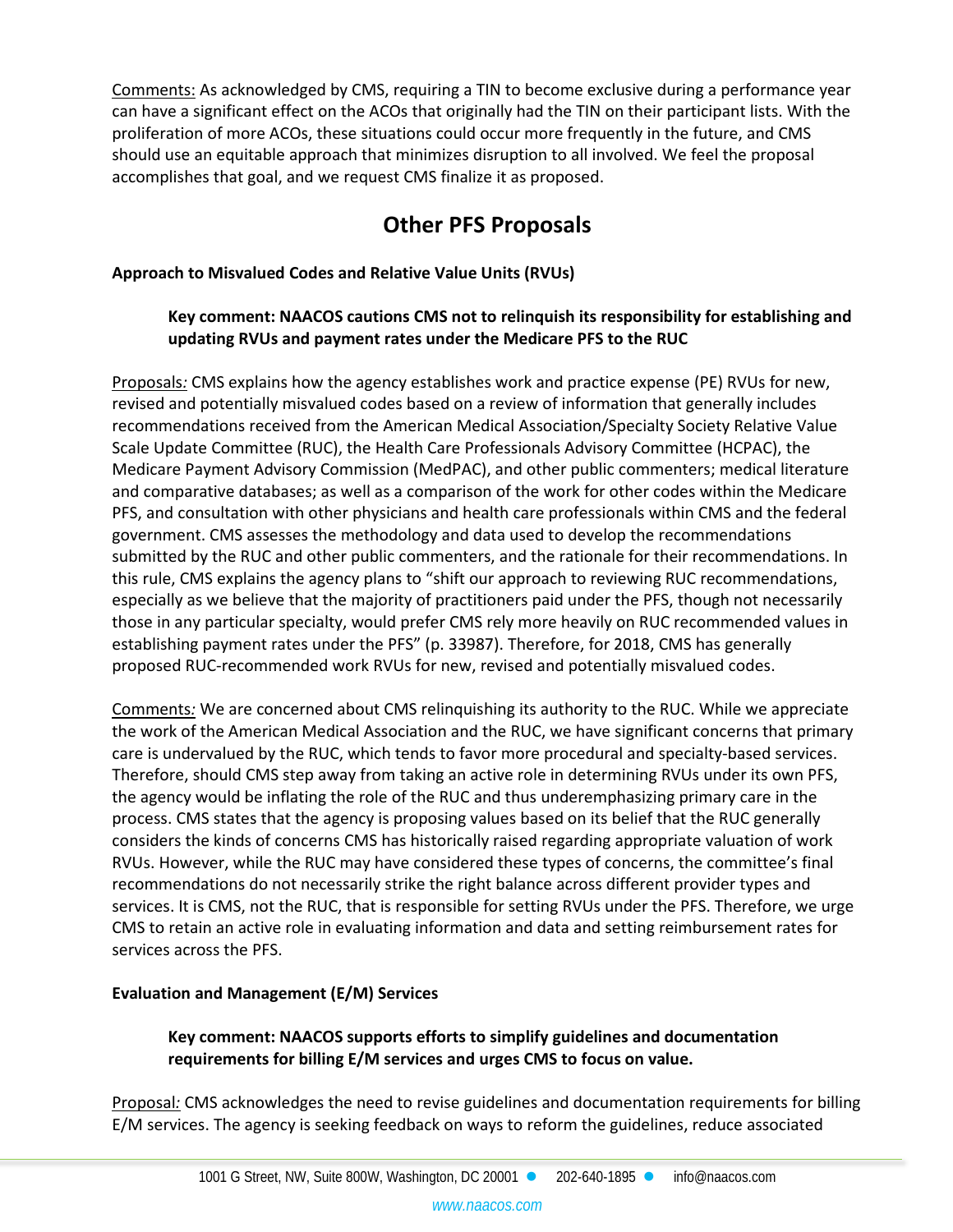Comments: As acknowledged by CMS, requiring a TIN to become exclusive during a performance year can have a significant effect on the ACOs that originally had the TIN on their participant lists. With the proliferation of more ACOs, these situations could occur more frequently in the future, and CMS should use an equitable approach that minimizes disruption to all involved. We feel the proposal accomplishes that goal, and we request CMS finalize it as proposed.

## Other PFS Proposals

### Approach to Misvalued Codes and Relative Value Units (RVUs)

> **Key comment: NAACOS cautions CMS not to relinquish its responsibility for establishing and updating RVUs and payment rates under the Medicare PFS to the RUC**

Proposals*:* CMS explains how the agency establishes work and practice expense (PE) RVUs for new, revised and potentially misvalued codes based on a review of information that generally includes recommendations received from the American Medical Association/Specialty Society Relative Value Scale Update Committee (RUC), the Health Care Professionals Advisory Committee (HCPAC), the Medicare Payment Advisory Commission (MedPAC), and other public commenters; medical literature and comparative databases; as well as a comparison of the work for other codes within the Medicare PFS, and consultation with other physicians and health care professionals within CMS and the federal government. CMS assesses the methodology and data used to develop the recommendations submitted by the RUC and other public commenters, and the rationale for their recommendations. In this rule, CMS explains the agency plans to "shift our approach to reviewing RUC recommendations, especially as we believe that the majority of practitioners paid under the PFS, though not necessarily those in any particular specialty, would prefer CMS rely more heavily on RUC recommended values in establishing payment rates under the PFS" (p. 33987). Therefore, for 2018, CMS has generally proposed RUC-recommended work RVUs for new, revised and potentially misvalued codes.

Comments*:* We are concerned about CMS relinquishing its authority to the RUC. While we appreciate the work of the American Medical Association and the RUC, we have significant concerns that primary care is undervalued by the RUC, which tends to favor more procedural and specialty-based services. Therefore, should CMS step away from taking an active role in determining RVUs under its own PFS, the agency would be inflating the role of the RUC and thus underemphasizing primary care in the process. CMS states that the agency is proposing values based on its belief that the RUC generally considers the kinds of concerns CMS has historically raised regarding appropriate valuation of work RVUs. However, while the RUC may have considered these types of concerns, the committee's final recommendations do not necessarily strike the right balance across different provider types and services. It is CMS, not the RUC, that is responsible for setting RVUs under the PFS. Therefore, we urge CMS to retain an active role in evaluating information and data and setting reimbursement rates for services across the PFS.

### Evaluation and Management (E/M) Services

> **Key comment: NAACOS supports efforts to simplify guidelines and documentation requirements for billing E/M services and urges CMS to focus on value.**

Proposal*:* CMS acknowledges the need to revise guidelines and documentation requirements for billing E/M services. The agency is seeking feedback on ways to reform the guidelines, reduce associated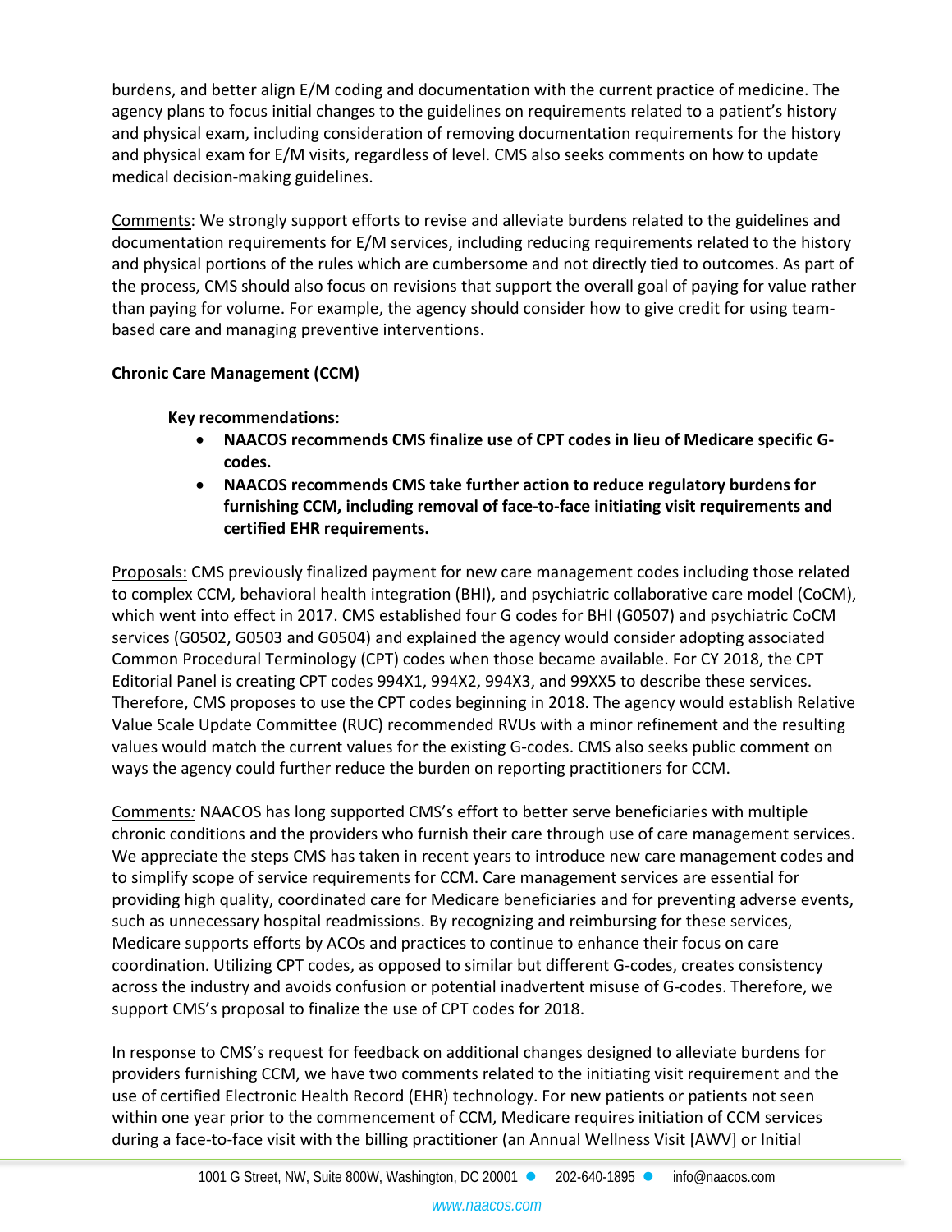burdens, and better align E/M coding and documentation with the current practice of medicine. The agency plans to focus initial changes to the guidelines on requirements related to a patient's history and physical exam, including consideration of removing documentation requirements for the history and physical exam for E/M visits, regardless of level. CMS also seeks comments on how to update medical decision-making guidelines.

Comments: We strongly support efforts to revise and alleviate burdens related to the guidelines and documentation requirements for E/M services, including reducing requirements related to the history and physical portions of the rules which are cumbersome and not directly tied to outcomes. As part of the process, CMS should also focus on revisions that support the overall goal of paying for value rather than paying for volume. For example, the agency should consider how to give credit for using team-based care and managing preventive interventions.

**Chronic Care Management (CCM)**

**Key recommendations:**

- **NAACOS recommends CMS finalize use of CPT codes in lieu of Medicare specific G-codes.**
- **NAACOS recommends CMS take further action to reduce regulatory burdens for furnishing CCM, including removal of face-to-face initiating visit requirements and certified EHR requirements.**

Proposals: CMS previously finalized payment for new care management codes including those related to complex CCM, behavioral health integration (BHI), and psychiatric collaborative care model (CoCM), which went into effect in 2017. CMS established four G codes for BHI (G0507) and psychiatric CoCM services (G0502, G0503 and G0504) and explained the agency would consider adopting associated Common Procedural Terminology (CPT) codes when those became available. For CY 2018, the CPT Editorial Panel is creating CPT codes 994X1, 994X2, 994X3, and 99XX5 to describe these services. Therefore, CMS proposes to use the CPT codes beginning in 2018. The agency would establish Relative Value Scale Update Committee (RUC) recommended RVUs with a minor refinement and the resulting values would match the current values for the existing G-codes. CMS also seeks public comment on ways the agency could further reduce the burden on reporting practitioners for CCM.

Comments*:* NAACOS has long supported CMS's effort to better serve beneficiaries with multiple chronic conditions and the providers who furnish their care through use of care management services. We appreciate the steps CMS has taken in recent years to introduce new care management codes and to simplify scope of service requirements for CCM. Care management services are essential for providing high quality, coordinated care for Medicare beneficiaries and for preventing adverse events, such as unnecessary hospital readmissions. By recognizing and reimbursing for these services, Medicare supports efforts by ACOs and practices to continue to enhance their focus on care coordination. Utilizing CPT codes, as opposed to similar but different G-codes, creates consistency across the industry and avoids confusion or potential inadvertent misuse of G-codes. Therefore, we support CMS's proposal to finalize the use of CPT codes for 2018.

In response to CMS's request for feedback on additional changes designed to alleviate burdens for providers furnishing CCM, we have two comments related to the initiating visit requirement and the use of certified Electronic Health Record (EHR) technology. For new patients or patients not seen within one year prior to the commencement of CCM, Medicare requires initiation of CCM services during a face-to-face visit with the billing practitioner (an Annual Wellness Visit [AWV] or Initial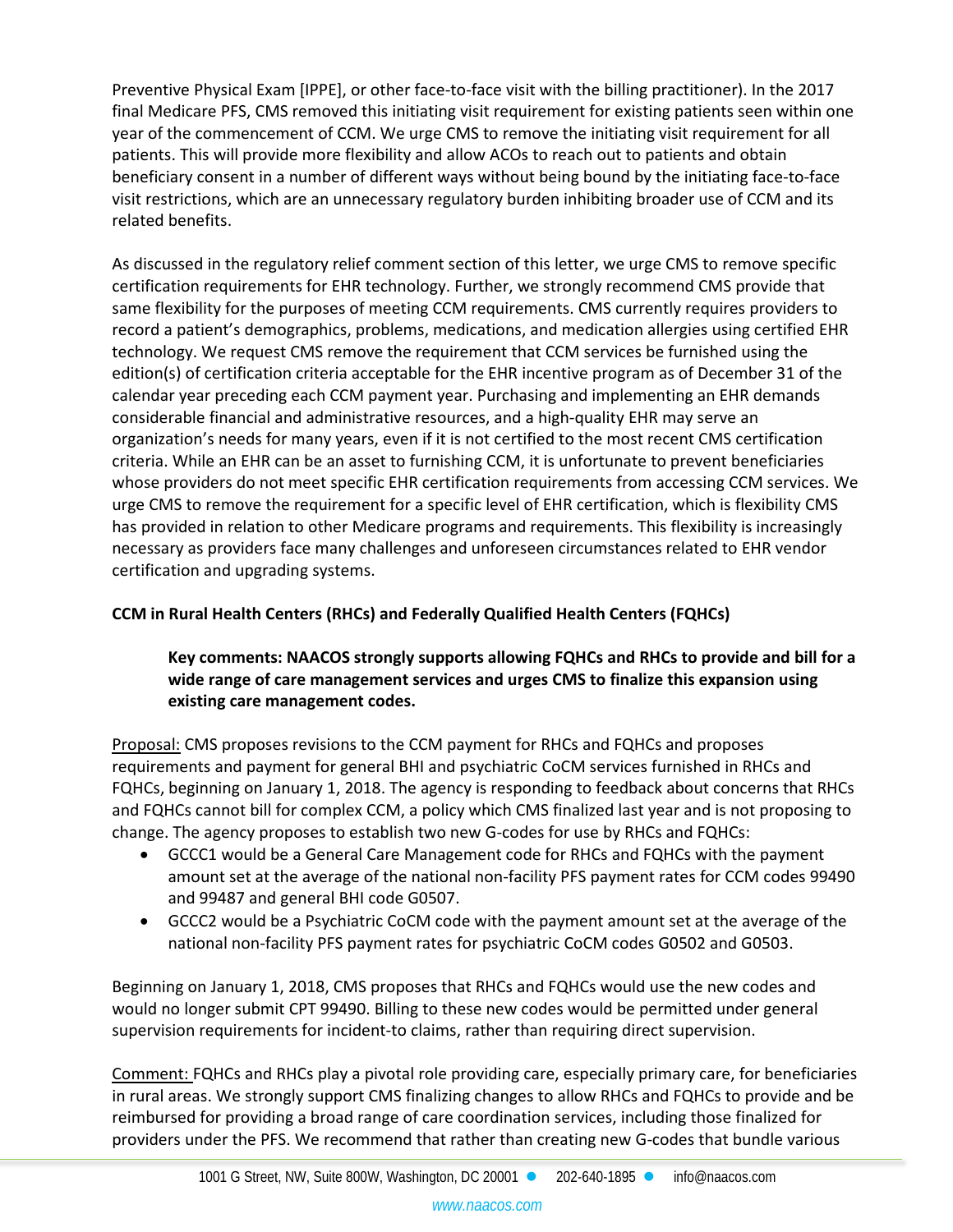Preventive Physical Exam [IPPE], or other face-to-face visit with the billing practitioner). In the 2017 final Medicare PFS, CMS removed this initiating visit requirement for existing patients seen within one year of the commencement of CCM. We urge CMS to remove the initiating visit requirement for all patients. This will provide more flexibility and allow ACOs to reach out to patients and obtain beneficiary consent in a number of different ways without being bound by the initiating face-to-face visit restrictions, which are an unnecessary regulatory burden inhibiting broader use of CCM and its related benefits.

As discussed in the regulatory relief comment section of this letter, we urge CMS to remove specific certification requirements for EHR technology. Further, we strongly recommend CMS provide that same flexibility for the purposes of meeting CCM requirements. CMS currently requires providers to record a patient's demographics, problems, medications, and medication allergies using certified EHR technology. We request CMS remove the requirement that CCM services be furnished using the edition(s) of certification criteria acceptable for the EHR incentive program as of December 31 of the calendar year preceding each CCM payment year. Purchasing and implementing an EHR demands considerable financial and administrative resources, and a high-quality EHR may serve an organization's needs for many years, even if it is not certified to the most recent CMS certification criteria. While an EHR can be an asset to furnishing CCM, it is unfortunate to prevent beneficiaries whose providers do not meet specific EHR certification requirements from accessing CCM services. We urge CMS to remove the requirement for a specific level of EHR certification, which is flexibility CMS has provided in relation to other Medicare programs and requirements. This flexibility is increasingly necessary as providers face many challenges and unforeseen circumstances related to EHR vendor certification and upgrading systems.

**CCM in Rural Health Centers (RHCs) and Federally Qualified Health Centers (FQHCs)**

> **Key comments: NAACOS strongly supports allowing FQHCs and RHCs to provide and bill for a wide range of care management services and urges CMS to finalize this expansion using existing care management codes.**

Proposal: CMS proposes revisions to the CCM payment for RHCs and FQHCs and proposes requirements and payment for general BHI and psychiatric CoCM services furnished in RHCs and FQHCs, beginning on January 1, 2018. The agency is responding to feedback about concerns that RHCs and FQHCs cannot bill for complex CCM, a policy which CMS finalized last year and is not proposing to change. The agency proposes to establish two new G-codes for use by RHCs and FQHCs:

- GCCC1 would be a General Care Management code for RHCs and FQHCs with the payment amount set at the average of the national non-facility PFS payment rates for CCM codes 99490 and 99487 and general BHI code G0507.
- GCCC2 would be a Psychiatric CoCM code with the payment amount set at the average of the national non-facility PFS payment rates for psychiatric CoCM codes G0502 and G0503.

Beginning on January 1, 2018, CMS proposes that RHCs and FQHCs would use the new codes and would no longer submit CPT 99490. Billing to these new codes would be permitted under general supervision requirements for incident-to claims, rather than requiring direct supervision.

Comment: FQHCs and RHCs play a pivotal role providing care, especially primary care, for beneficiaries in rural areas. We strongly support CMS finalizing changes to allow RHCs and FQHCs to provide and be reimbursed for providing a broad range of care coordination services, including those finalized for providers under the PFS. We recommend that rather than creating new G-codes that bundle various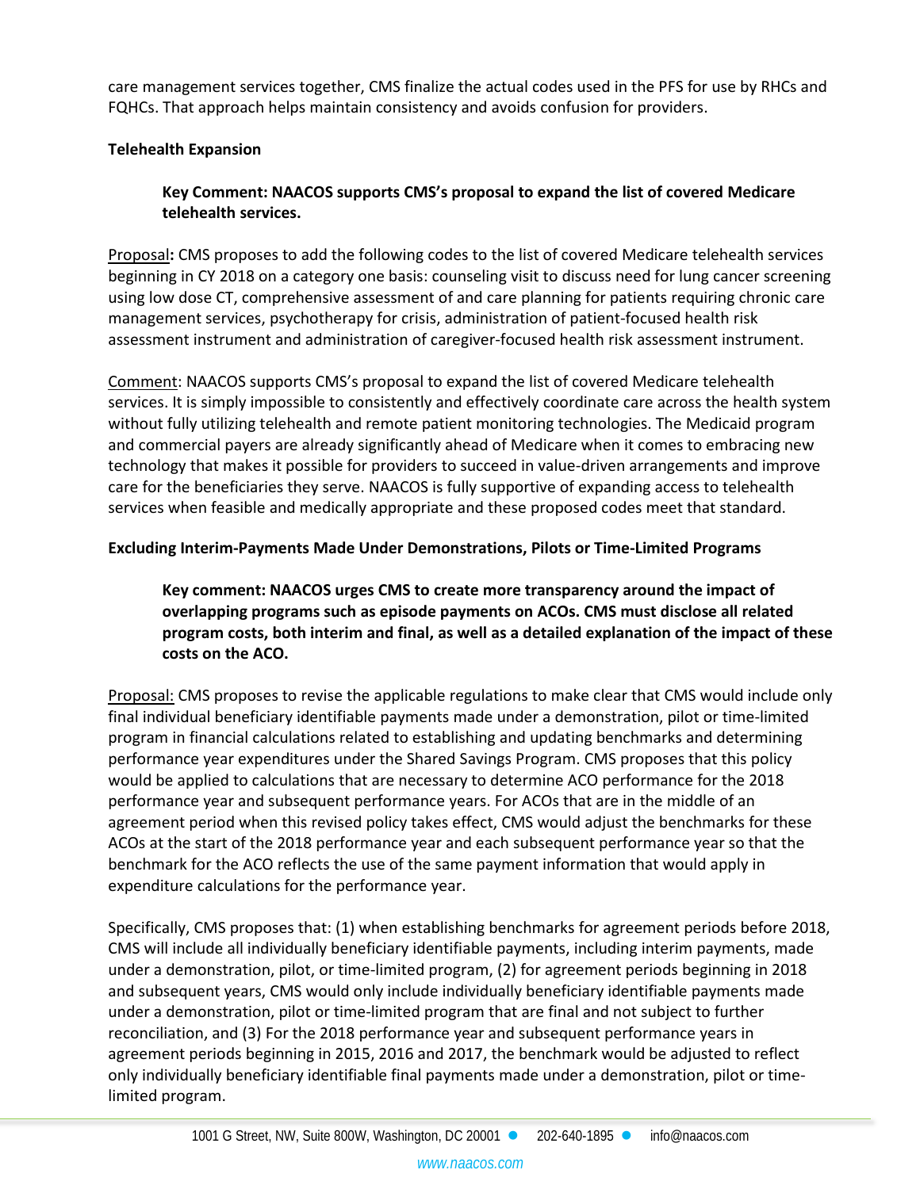care management services together, CMS finalize the actual codes used in the PFS for use by RHCs and FQHCs. That approach helps maintain consistency and avoids confusion for providers.

**Telehealth Expansion**

> **Key Comment: NAACOS supports CMS's proposal to expand the list of covered Medicare telehealth services.**

Proposal**:** CMS proposes to add the following codes to the list of covered Medicare telehealth services beginning in CY 2018 on a category one basis: counseling visit to discuss need for lung cancer screening using low dose CT, comprehensive assessment of and care planning for patients requiring chronic care management services, psychotherapy for crisis, administration of patient-focused health risk assessment instrument and administration of caregiver-focused health risk assessment instrument.

Comment: NAACOS supports CMS's proposal to expand the list of covered Medicare telehealth services. It is simply impossible to consistently and effectively coordinate care across the health system without fully utilizing telehealth and remote patient monitoring technologies. The Medicaid program and commercial payers are already significantly ahead of Medicare when it comes to embracing new technology that makes it possible for providers to succeed in value-driven arrangements and improve care for the beneficiaries they serve. NAACOS is fully supportive of expanding access to telehealth services when feasible and medically appropriate and these proposed codes meet that standard.

**Excluding Interim-Payments Made Under Demonstrations, Pilots or Time-Limited Programs**

> **Key comment: NAACOS urges CMS to create more transparency around the impact of overlapping programs such as episode payments on ACOs. CMS must disclose all related program costs, both interim and final, as well as a detailed explanation of the impact of these costs on the ACO.**

Proposal: CMS proposes to revise the applicable regulations to make clear that CMS would include only final individual beneficiary identifiable payments made under a demonstration, pilot or time-limited program in financial calculations related to establishing and updating benchmarks and determining performance year expenditures under the Shared Savings Program. CMS proposes that this policy would be applied to calculations that are necessary to determine ACO performance for the 2018 performance year and subsequent performance years. For ACOs that are in the middle of an agreement period when this revised policy takes effect, CMS would adjust the benchmarks for these ACOs at the start of the 2018 performance year and each subsequent performance year so that the benchmark for the ACO reflects the use of the same payment information that would apply in expenditure calculations for the performance year.

Specifically, CMS proposes that: (1) when establishing benchmarks for agreement periods before 2018, CMS will include all individually beneficiary identifiable payments, including interim payments, made under a demonstration, pilot, or time-limited program, (2) for agreement periods beginning in 2018 and subsequent years, CMS would only include individually beneficiary identifiable payments made under a demonstration, pilot or time-limited program that are final and not subject to further reconciliation, and (3) For the 2018 performance year and subsequent performance years in agreement periods beginning in 2015, 2016 and 2017, the benchmark would be adjusted to reflect only individually beneficiary identifiable final payments made under a demonstration, pilot or time-limited program.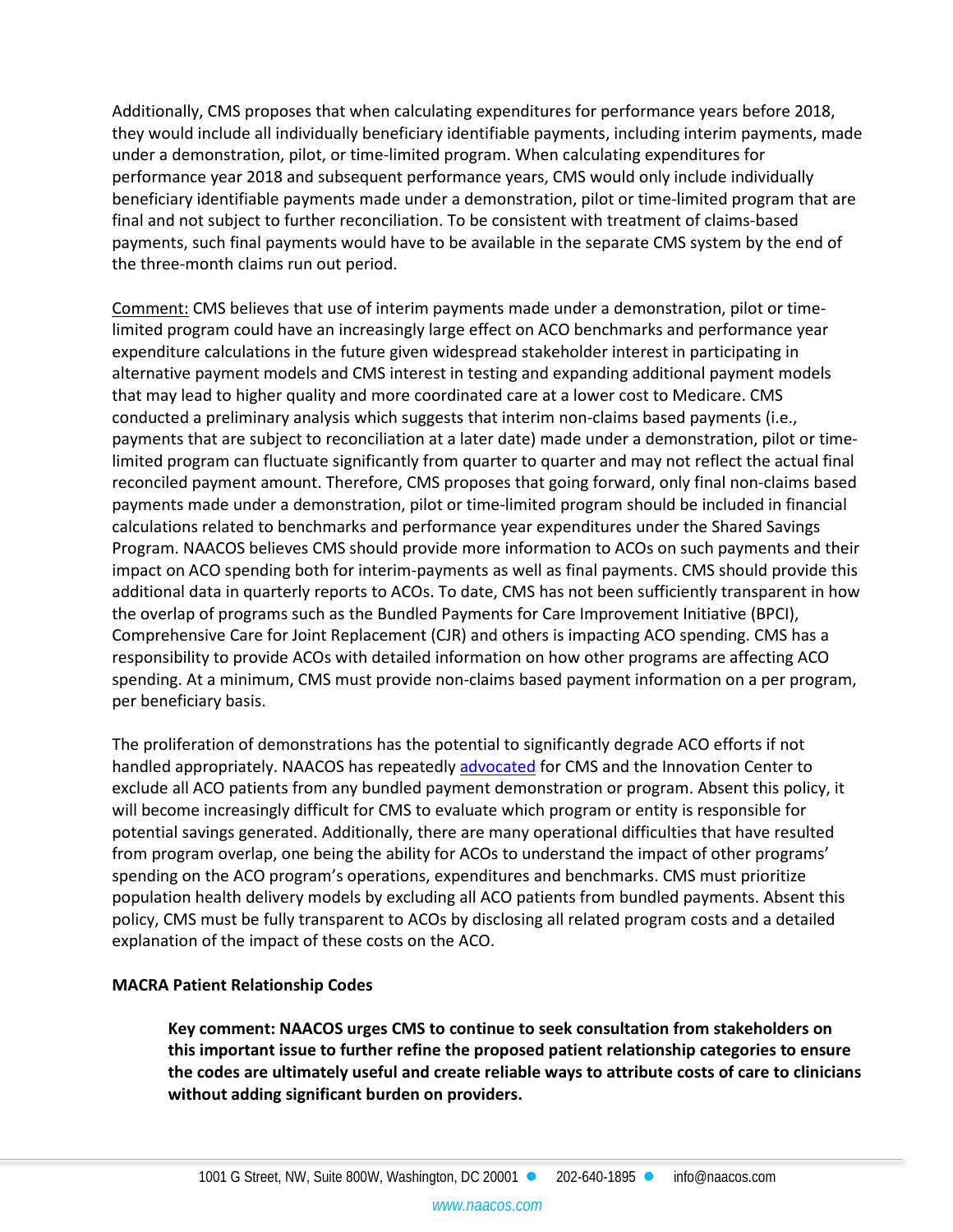Additionally, CMS proposes that when calculating expenditures for performance years before 2018, they would include all individually beneficiary identifiable payments, including interim payments, made under a demonstration, pilot, or time-limited program. When calculating expenditures for performance year 2018 and subsequent performance years, CMS would only include individually beneficiary identifiable payments made under a demonstration, pilot or time-limited program that are final and not subject to further reconciliation. To be consistent with treatment of claims-based payments, such final payments would have to be available in the separate CMS system by the end of the three-month claims run out period.

Comment: CMS believes that use of interim payments made under a demonstration, pilot or time-limited program could have an increasingly large effect on ACO benchmarks and performance year expenditure calculations in the future given widespread stakeholder interest in participating in alternative payment models and CMS interest in testing and expanding additional payment models that may lead to higher quality and more coordinated care at a lower cost to Medicare. CMS conducted a preliminary analysis which suggests that interim non-claims based payments (i.e., payments that are subject to reconciliation at a later date) made under a demonstration, pilot or time-limited program can fluctuate significantly from quarter to quarter and may not reflect the actual final reconciled payment amount. Therefore, CMS proposes that going forward, only final non-claims based payments made under a demonstration, pilot or time-limited program should be included in financial calculations related to benchmarks and performance year expenditures under the Shared Savings Program. NAACOS believes CMS should provide more information to ACOs on such payments and their impact on ACO spending both for interim-payments as well as final payments. CMS should provide this additional data in quarterly reports to ACOs. To date, CMS has not been sufficiently transparent in how the overlap of programs such as the Bundled Payments for Care Improvement Initiative (BPCI), Comprehensive Care for Joint Replacement (CJR) and others is impacting ACO spending. CMS has a responsibility to provide ACOs with detailed information on how other programs are affecting ACO spending. At a minimum, CMS must provide non-claims based payment information on a per program, per beneficiary basis.

The proliferation of demonstrations has the potential to significantly degrade ACO efforts if not handled appropriately. NAACOS has repeatedly advocated for CMS and the Innovation Center to exclude all ACO patients from any bundled payment demonstration or program. Absent this policy, it will become increasingly difficult for CMS to evaluate which program or entity is responsible for potential savings generated. Additionally, there are many operational difficulties that have resulted from program overlap, one being the ability for ACOs to understand the impact of other programs' spending on the ACO program's operations, expenditures and benchmarks. CMS must prioritize population health delivery models by excluding all ACO patients from bundled payments. Absent this policy, CMS must be fully transparent to ACOs by disclosing all related program costs and a detailed explanation of the impact of these costs on the ACO.

**MACRA Patient Relationship Codes**

> **Key comment: NAACOS urges CMS to continue to seek consultation from stakeholders on this important issue to further refine the proposed patient relationship categories to ensure the codes are ultimately useful and create reliable ways to attribute costs of care to clinicians without adding significant burden on providers.**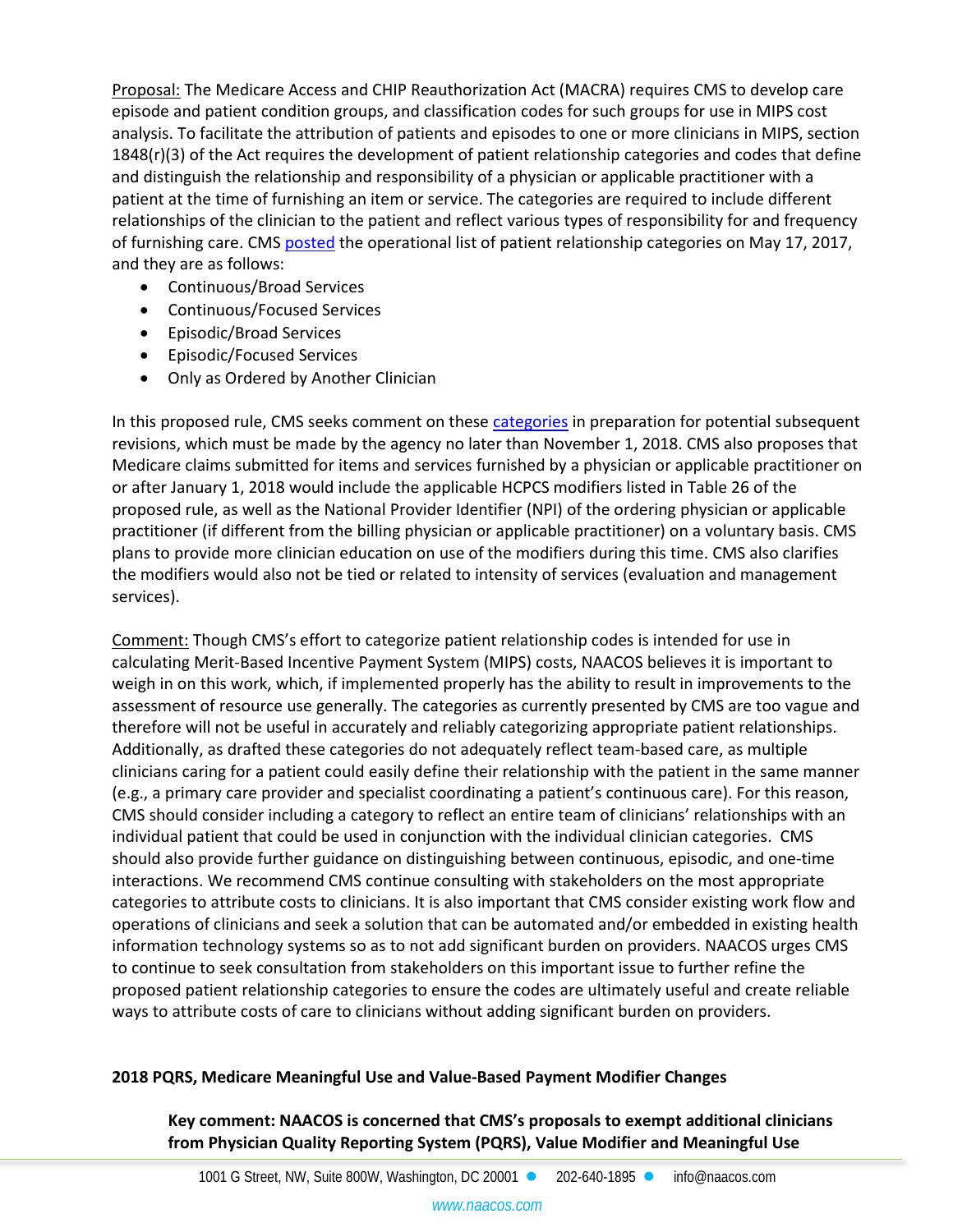Proposal: The Medicare Access and CHIP Reauthorization Act (MACRA) requires CMS to develop care episode and patient condition groups, and classification codes for such groups for use in MIPS cost analysis. To facilitate the attribution of patients and episodes to one or more clinicians in MIPS, section 1848(r)(3) of the Act requires the development of patient relationship categories and codes that define and distinguish the relationship and responsibility of a physician or applicable practitioner with a patient at the time of furnishing an item or service. The categories are required to include different relationships of the clinician to the patient and reflect various types of responsibility for and frequency of furnishing care. CMS posted the operational list of patient relationship categories on May 17, 2017, and they are as follows:

- Continuous/Broad Services
- Continuous/Focused Services
- Episodic/Broad Services
- Episodic/Focused Services
- Only as Ordered by Another Clinician

In this proposed rule, CMS seeks comment on these categories in preparation for potential subsequent revisions, which must be made by the agency no later than November 1, 2018. CMS also proposes that Medicare claims submitted for items and services furnished by a physician or applicable practitioner on or after January 1, 2018 would include the applicable HCPCS modifiers listed in Table 26 of the proposed rule, as well as the National Provider Identifier (NPI) of the ordering physician or applicable practitioner (if different from the billing physician or applicable practitioner) on a voluntary basis. CMS plans to provide more clinician education on use of the modifiers during this time. CMS also clarifies the modifiers would also not be tied or related to intensity of services (evaluation and management services).

Comment: Though CMS's effort to categorize patient relationship codes is intended for use in calculating Merit-Based Incentive Payment System (MIPS) costs, NAACOS believes it is important to weigh in on this work, which, if implemented properly has the ability to result in improvements to the assessment of resource use generally. The categories as currently presented by CMS are too vague and therefore will not be useful in accurately and reliably categorizing appropriate patient relationships. Additionally, as drafted these categories do not adequately reflect team-based care, as multiple clinicians caring for a patient could easily define their relationship with the patient in the same manner (e.g., a primary care provider and specialist coordinating a patient's continuous care). For this reason, CMS should consider including a category to reflect an entire team of clinicians' relationships with an individual patient that could be used in conjunction with the individual clinician categories. CMS should also provide further guidance on distinguishing between continuous, episodic, and one-time interactions. We recommend CMS continue consulting with stakeholders on the most appropriate categories to attribute costs to clinicians. It is also important that CMS consider existing work flow and operations of clinicians and seek a solution that can be automated and/or embedded in existing health information technology systems so as to not add significant burden on providers. NAACOS urges CMS to continue to seek consultation from stakeholders on this important issue to further refine the proposed patient relationship categories to ensure the codes are ultimately useful and create reliable ways to attribute costs of care to clinicians without adding significant burden on providers.

**2018 PQRS, Medicare Meaningful Use and Value-Based Payment Modifier Changes**

> **Key comment: NAACOS is concerned that CMS's proposals to exempt additional clinicians from Physician Quality Reporting System (PQRS), Value Modifier and Meaningful Use**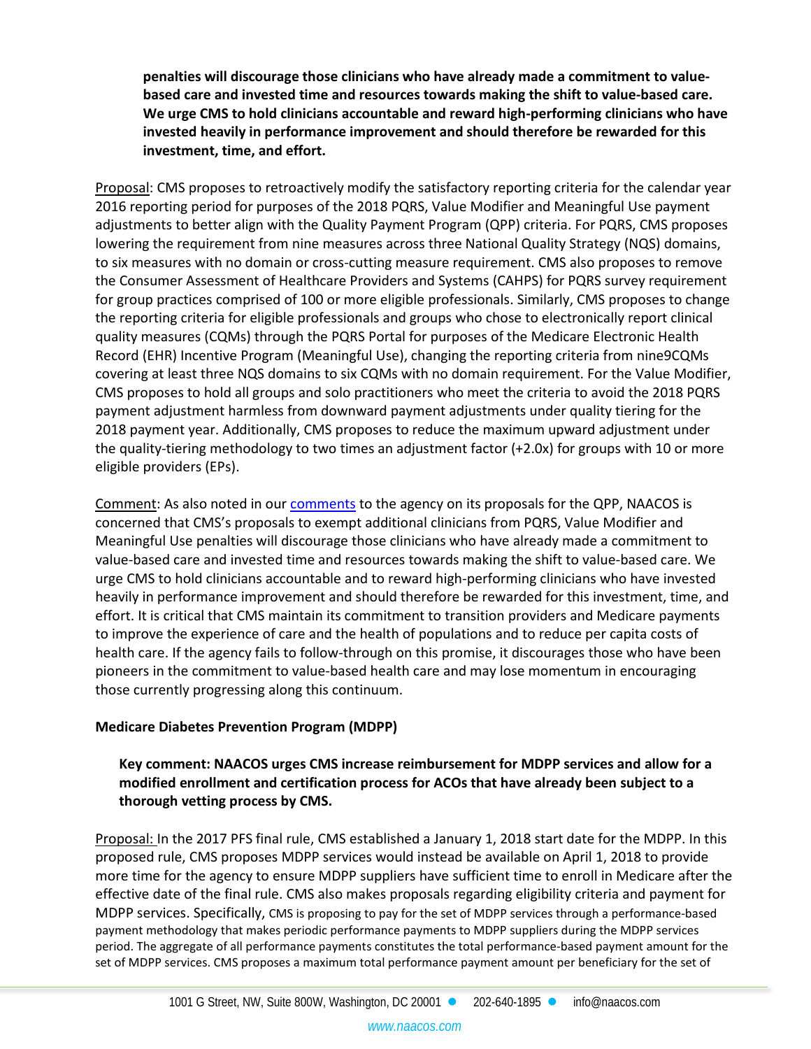**penalties will discourage those clinicians who have already made a commitment to value-based care and invested time and resources towards making the shift to value-based care. We urge CMS to hold clinicians accountable and reward high-performing clinicians who have invested heavily in performance improvement and should therefore be rewarded for this investment, time, and effort.**

Proposal: CMS proposes to retroactively modify the satisfactory reporting criteria for the calendar year 2016 reporting period for purposes of the 2018 PQRS, Value Modifier and Meaningful Use payment adjustments to better align with the Quality Payment Program (QPP) criteria. For PQRS, CMS proposes lowering the requirement from nine measures across three National Quality Strategy (NQS) domains, to six measures with no domain or cross-cutting measure requirement. CMS also proposes to remove the Consumer Assessment of Healthcare Providers and Systems (CAHPS) for PQRS survey requirement for group practices comprised of 100 or more eligible professionals. Similarly, CMS proposes to change the reporting criteria for eligible professionals and groups who chose to electronically report clinical quality measures (CQMs) through the PQRS Portal for purposes of the Medicare Electronic Health Record (EHR) Incentive Program (Meaningful Use), changing the reporting criteria from nine9CQMs covering at least three NQS domains to six CQMs with no domain requirement. For the Value Modifier, CMS proposes to hold all groups and solo practitioners who meet the criteria to avoid the 2018 PQRS payment adjustment harmless from downward payment adjustments under quality tiering for the 2018 payment year. Additionally, CMS proposes to reduce the maximum upward adjustment under the quality-tiering methodology to two times an adjustment factor (+2.0x) for groups with 10 or more eligible providers (EPs).

Comment: As also noted in our comments to the agency on its proposals for the QPP, NAACOS is concerned that CMS's proposals to exempt additional clinicians from PQRS, Value Modifier and Meaningful Use penalties will discourage those clinicians who have already made a commitment to value-based care and invested time and resources towards making the shift to value-based care. We urge CMS to hold clinicians accountable and to reward high-performing clinicians who have invested heavily in performance improvement and should therefore be rewarded for this investment, time, and effort. It is critical that CMS maintain its commitment to transition providers and Medicare payments to improve the experience of care and the health of populations and to reduce per capita costs of health care. If the agency fails to follow-through on this promise, it discourages those who have been pioneers in the commitment to value-based health care and may lose momentum in encouraging those currently progressing along this continuum.

**Medicare Diabetes Prevention Program (MDPP)**

**Key comment: NAACOS urges CMS increase reimbursement for MDPP services and allow for a modified enrollment and certification process for ACOs that have already been subject to a thorough vetting process by CMS.**

Proposal: In the 2017 PFS final rule, CMS established a January 1, 2018 start date for the MDPP. In this proposed rule, CMS proposes MDPP services would instead be available on April 1, 2018 to provide more time for the agency to ensure MDPP suppliers have sufficient time to enroll in Medicare after the effective date of the final rule. CMS also makes proposals regarding eligibility criteria and payment for MDPP services. Specifically, CMS is proposing to pay for the set of MDPP services through a performance-based payment methodology that makes periodic performance payments to MDPP suppliers during the MDPP services period. The aggregate of all performance payments constitutes the total performance-based payment amount for the set of MDPP services. CMS proposes a maximum total performance payment amount per beneficiary for the set of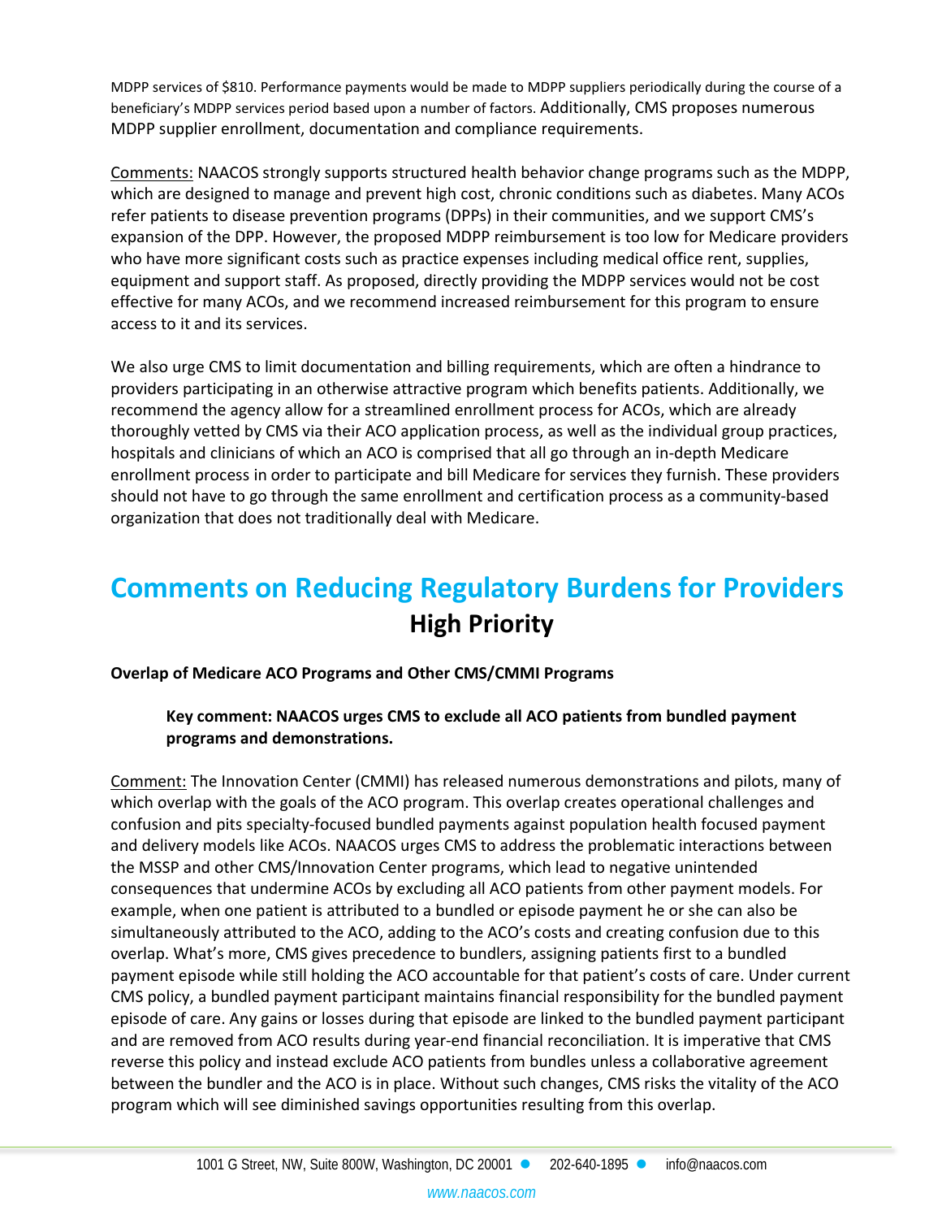MDPP services of $810. Performance payments would be made to MDPP suppliers periodically during the course of a beneficiary's MDPP services period based upon a number of factors. Additionally, CMS proposes numerous MDPP supplier enrollment, documentation and compliance requirements.

Comments: NAACOS strongly supports structured health behavior change programs such as the MDPP, which are designed to manage and prevent high cost, chronic conditions such as diabetes. Many ACOs refer patients to disease prevention programs (DPPs) in their communities, and we support CMS's expansion of the DPP. However, the proposed MDPP reimbursement is too low for Medicare providers who have more significant costs such as practice expenses including medical office rent, supplies, equipment and support staff. As proposed, directly providing the MDPP services would not be cost effective for many ACOs, and we recommend increased reimbursement for this program to ensure access to it and its services.

We also urge CMS to limit documentation and billing requirements, which are often a hindrance to providers participating in an otherwise attractive program which benefits patients. Additionally, we recommend the agency allow for a streamlined enrollment process for ACOs, which are already thoroughly vetted by CMS via their ACO application process, as well as the individual group practices, hospitals and clinicians of which an ACO is comprised that all go through an in-depth Medicare enrollment process in order to participate and bill Medicare for services they furnish. These providers should not have to go through the same enrollment and certification process as a community-based organization that does not traditionally deal with Medicare.

# Comments on Reducing Regulatory Burdens for Providers

## High Priority

**Overlap of Medicare ACO Programs and Other CMS/CMMI Programs**

> **Key comment: NAACOS urges CMS to exclude all ACO patients from bundled payment programs and demonstrations.**

Comment: The Innovation Center (CMMI) has released numerous demonstrations and pilots, many of which overlap with the goals of the ACO program. This overlap creates operational challenges and confusion and pits specialty-focused bundled payments against population health focused payment and delivery models like ACOs. NAACOS urges CMS to address the problematic interactions between the MSSP and other CMS/Innovation Center programs, which lead to negative unintended consequences that undermine ACOs by excluding all ACO patients from other payment models. For example, when one patient is attributed to a bundled or episode payment he or she can also be simultaneously attributed to the ACO, adding to the ACO's costs and creating confusion due to this overlap. What's more, CMS gives precedence to bundlers, assigning patients first to a bundled payment episode while still holding the ACO accountable for that patient's costs of care. Under current CMS policy, a bundled payment participant maintains financial responsibility for the bundled payment episode of care. Any gains or losses during that episode are linked to the bundled payment participant and are removed from ACO results during year-end financial reconciliation. It is imperative that CMS reverse this policy and instead exclude ACO patients from bundles unless a collaborative agreement between the bundler and the ACO is in place. Without such changes, CMS risks the vitality of the ACO program which will see diminished savings opportunities resulting from this overlap.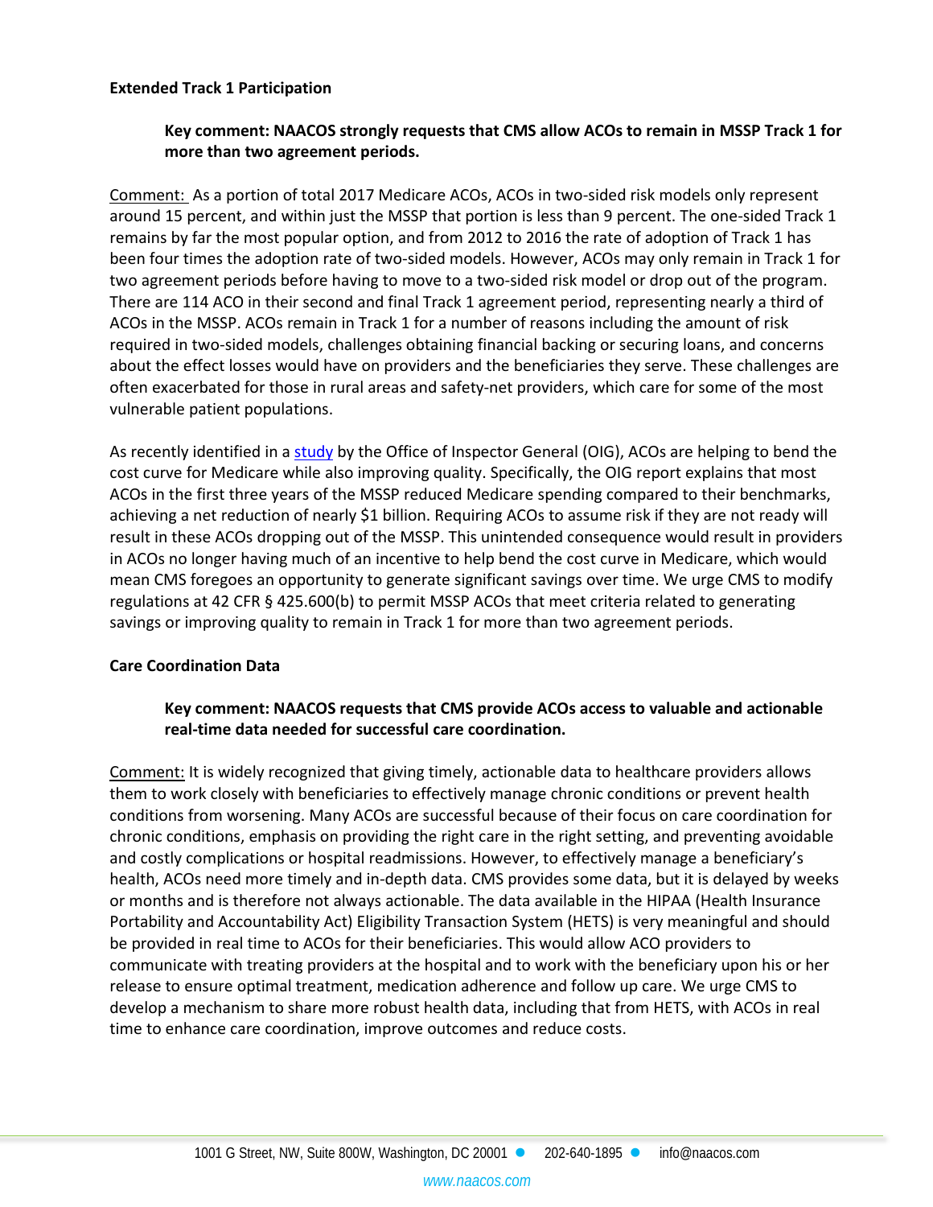**Extended Track 1 Participation**

> **Key comment: NAACOS strongly requests that CMS allow ACOs to remain in MSSP Track 1 for more than two agreement periods.**

Comment: As a portion of total 2017 Medicare ACOs, ACOs in two-sided risk models only represent around 15 percent, and within just the MSSP that portion is less than 9 percent. The one-sided Track 1 remains by far the most popular option, and from 2012 to 2016 the rate of adoption of Track 1 has been four times the adoption rate of two-sided models. However, ACOs may only remain in Track 1 for two agreement periods before having to move to a two-sided risk model or drop out of the program. There are 114 ACO in their second and final Track 1 agreement period, representing nearly a third of ACOs in the MSSP. ACOs remain in Track 1 for a number of reasons including the amount of risk required in two-sided models, challenges obtaining financial backing or securing loans, and concerns about the effect losses would have on providers and the beneficiaries they serve. These challenges are often exacerbated for those in rural areas and safety-net providers, which care for some of the most vulnerable patient populations.

As recently identified in a study by the Office of Inspector General (OIG), ACOs are helping to bend the cost curve for Medicare while also improving quality. Specifically, the OIG report explains that most ACOs in the first three years of the MSSP reduced Medicare spending compared to their benchmarks, achieving a net reduction of nearly $1 billion. Requiring ACOs to assume risk if they are not ready will result in these ACOs dropping out of the MSSP. This unintended consequence would result in providers in ACOs no longer having much of an incentive to help bend the cost curve in Medicare, which would mean CMS foregoes an opportunity to generate significant savings over time. We urge CMS to modify regulations at 42 CFR § 425.600(b) to permit MSSP ACOs that meet criteria related to generating savings or improving quality to remain in Track 1 for more than two agreement periods.

**Care Coordination Data**

> **Key comment: NAACOS requests that CMS provide ACOs access to valuable and actionable real-time data needed for successful care coordination.**

Comment: It is widely recognized that giving timely, actionable data to healthcare providers allows them to work closely with beneficiaries to effectively manage chronic conditions or prevent health conditions from worsening. Many ACOs are successful because of their focus on care coordination for chronic conditions, emphasis on providing the right care in the right setting, and preventing avoidable and costly complications or hospital readmissions. However, to effectively manage a beneficiary's health, ACOs need more timely and in-depth data. CMS provides some data, but it is delayed by weeks or months and is therefore not always actionable. The data available in the HIPAA (Health Insurance Portability and Accountability Act) Eligibility Transaction System (HETS) is very meaningful and should be provided in real time to ACOs for their beneficiaries. This would allow ACO providers to communicate with treating providers at the hospital and to work with the beneficiary upon his or her release to ensure optimal treatment, medication adherence and follow up care. We urge CMS to develop a mechanism to share more robust health data, including that from HETS, with ACOs in real time to enhance care coordination, improve outcomes and reduce costs.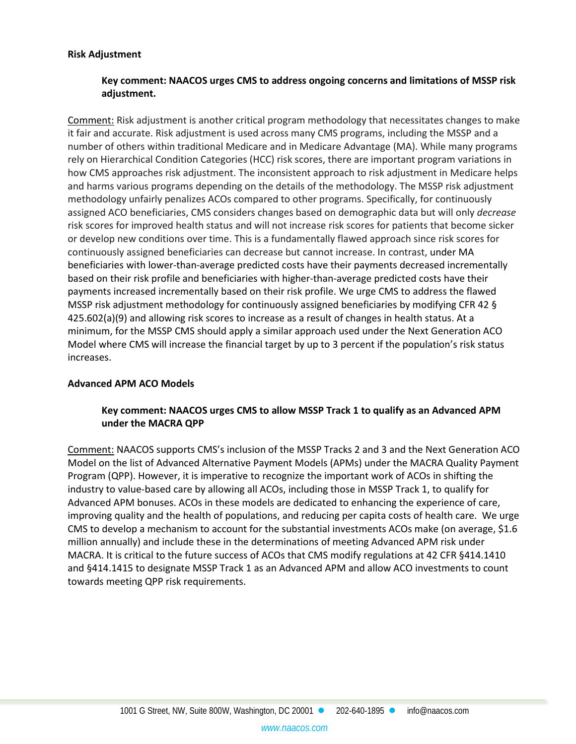**Risk Adjustment**

> **Key comment: NAACOS urges CMS to address ongoing concerns and limitations of MSSP risk adjustment.**

<u>Comment:</u> Risk adjustment is another critical program methodology that necessitates changes to make it fair and accurate. Risk adjustment is used across many CMS programs, including the MSSP and a number of others within traditional Medicare and in Medicare Advantage (MA). While many programs rely on Hierarchical Condition Categories (HCC) risk scores, there are important program variations in how CMS approaches risk adjustment. The inconsistent approach to risk adjustment in Medicare helps and harms various programs depending on the details of the methodology. The MSSP risk adjustment methodology unfairly penalizes ACOs compared to other programs. Specifically, for continuously assigned ACO beneficiaries, CMS considers changes based on demographic data but will only *decrease* risk scores for improved health status and will not increase risk scores for patients that become sicker or develop new conditions over time. This is a fundamentally flawed approach since risk scores for continuously assigned beneficiaries can decrease but cannot increase. In contrast, under MA beneficiaries with lower-than-average predicted costs have their payments decreased incrementally based on their risk profile and beneficiaries with higher-than-average predicted costs have their payments increased incrementally based on their risk profile. We urge CMS to address the flawed MSSP risk adjustment methodology for continuously assigned beneficiaries by modifying CFR 42 § 425.602(a)(9) and allowing risk scores to increase as a result of changes in health status. At a minimum, for the MSSP CMS should apply a similar approach used under the Next Generation ACO Model where CMS will increase the financial target by up to 3 percent if the population's risk status increases.

**Advanced APM ACO Models**

> **Key comment: NAACOS urges CMS to allow MSSP Track 1 to qualify as an Advanced APM under the MACRA QPP**

<u>Comment:</u> NAACOS supports CMS's inclusion of the MSSP Tracks 2 and 3 and the Next Generation ACO Model on the list of Advanced Alternative Payment Models (APMs) under the MACRA Quality Payment Program (QPP). However, it is imperative to recognize the important work of ACOs in shifting the industry to value-based care by allowing all ACOs, including those in MSSP Track 1, to qualify for Advanced APM bonuses. ACOs in these models are dedicated to enhancing the experience of care, improving quality and the health of populations, and reducing per capita costs of health care. We urge CMS to develop a mechanism to account for the substantial investments ACOs make (on average, $1.6 million annually) and include these in the determinations of meeting Advanced APM risk under MACRA. It is critical to the future success of ACOs that CMS modify regulations at 42 CFR §414.1410 and §414.1415 to designate MSSP Track 1 as an Advanced APM and allow ACO investments to count towards meeting QPP risk requirements.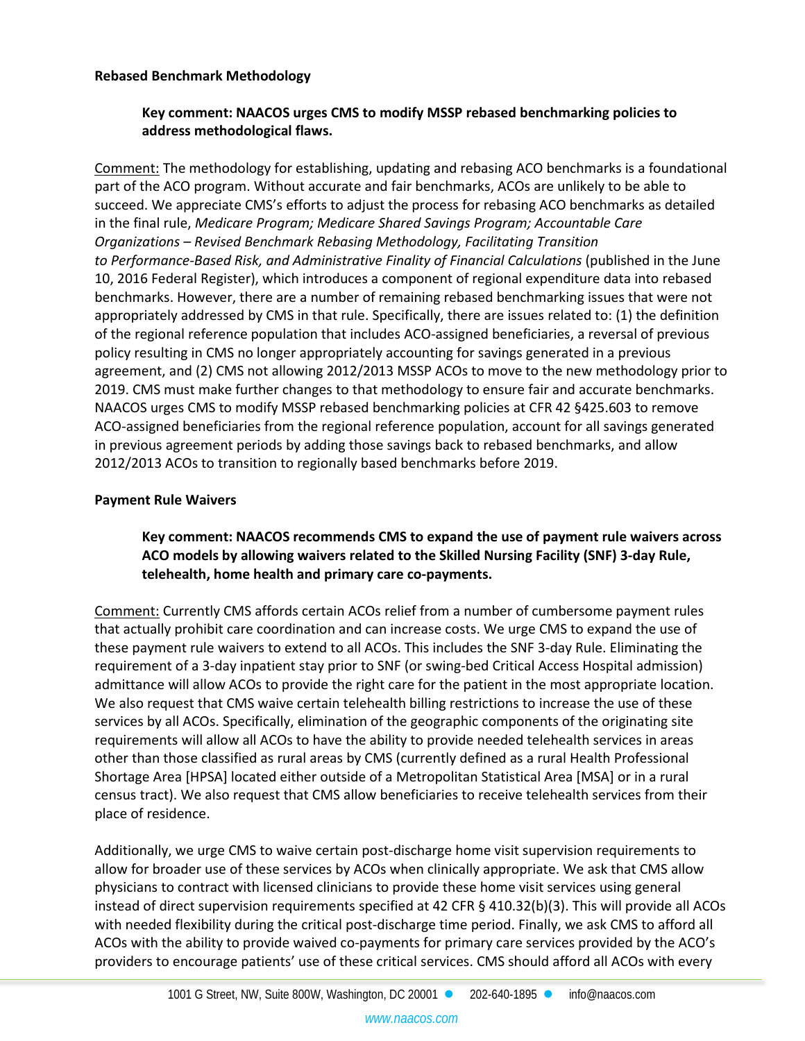**Rebased Benchmark Methodology**

> **Key comment: NAACOS urges CMS to modify MSSP rebased benchmarking policies to address methodological flaws.**

Comment: The methodology for establishing, updating and rebasing ACO benchmarks is a foundational part of the ACO program. Without accurate and fair benchmarks, ACOs are unlikely to be able to succeed. We appreciate CMS's efforts to adjust the process for rebasing ACO benchmarks as detailed in the final rule, *Medicare Program; Medicare Shared Savings Program; Accountable Care Organizations – Revised Benchmark Rebasing Methodology, Facilitating Transition to Performance-Based Risk, and Administrative Finality of Financial Calculations* (published in the June 10, 2016 Federal Register), which introduces a component of regional expenditure data into rebased benchmarks. However, there are a number of remaining rebased benchmarking issues that were not appropriately addressed by CMS in that rule. Specifically, there are issues related to: (1) the definition of the regional reference population that includes ACO-assigned beneficiaries, a reversal of previous policy resulting in CMS no longer appropriately accounting for savings generated in a previous agreement, and (2) CMS not allowing 2012/2013 MSSP ACOs to move to the new methodology prior to 2019. CMS must make further changes to that methodology to ensure fair and accurate benchmarks. NAACOS urges CMS to modify MSSP rebased benchmarking policies at CFR 42 §425.603 to remove ACO-assigned beneficiaries from the regional reference population, account for all savings generated in previous agreement periods by adding those savings back to rebased benchmarks, and allow 2012/2013 ACOs to transition to regionally based benchmarks before 2019.

**Payment Rule Waivers**

> **Key comment: NAACOS recommends CMS to expand the use of payment rule waivers across ACO models by allowing waivers related to the Skilled Nursing Facility (SNF) 3-day Rule, telehealth, home health and primary care co-payments.**

Comment: Currently CMS affords certain ACOs relief from a number of cumbersome payment rules that actually prohibit care coordination and can increase costs. We urge CMS to expand the use of these payment rule waivers to extend to all ACOs. This includes the SNF 3-day Rule. Eliminating the requirement of a 3-day inpatient stay prior to SNF (or swing-bed Critical Access Hospital admission) admittance will allow ACOs to provide the right care for the patient in the most appropriate location. We also request that CMS waive certain telehealth billing restrictions to increase the use of these services by all ACOs. Specifically, elimination of the geographic components of the originating site requirements will allow all ACOs to have the ability to provide needed telehealth services in areas other than those classified as rural areas by CMS (currently defined as a rural Health Professional Shortage Area [HPSA] located either outside of a Metropolitan Statistical Area [MSA] or in a rural census tract). We also request that CMS allow beneficiaries to receive telehealth services from their place of residence.

Additionally, we urge CMS to waive certain post-discharge home visit supervision requirements to allow for broader use of these services by ACOs when clinically appropriate. We ask that CMS allow physicians to contract with licensed clinicians to provide these home visit services using general instead of direct supervision requirements specified at 42 CFR § 410.32(b)(3). This will provide all ACOs with needed flexibility during the critical post-discharge time period. Finally, we ask CMS to afford all ACOs with the ability to provide waived co-payments for primary care services provided by the ACO's providers to encourage patients' use of these critical services. CMS should afford all ACOs with every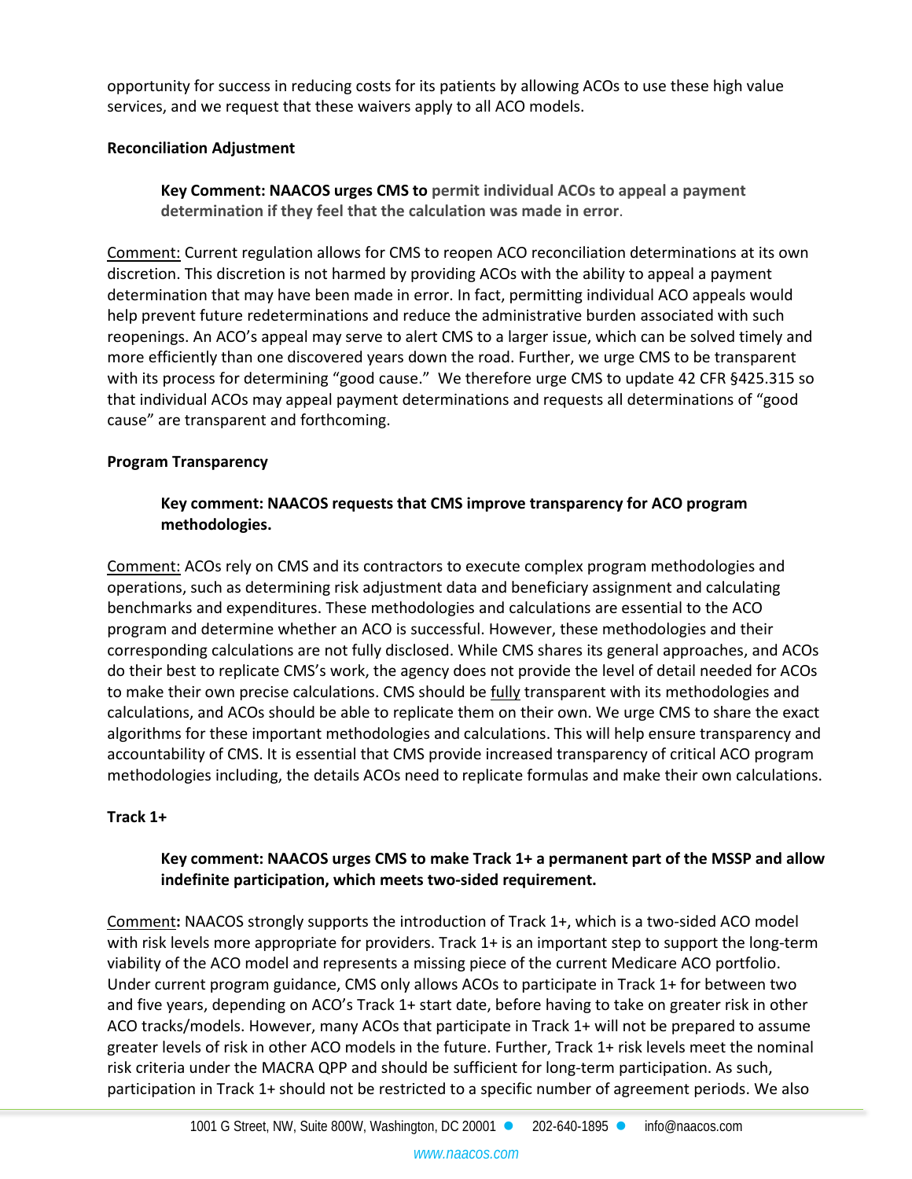opportunity for success in reducing costs for its patients by allowing ACOs to use these high value services, and we request that these waivers apply to all ACO models.

**Reconciliation Adjustment**

> **Key Comment: NAACOS urges CMS to permit individual ACOs to appeal a payment determination if they feel that the calculation was made in error.**

Comment: Current regulation allows for CMS to reopen ACO reconciliation determinations at its own discretion. This discretion is not harmed by providing ACOs with the ability to appeal a payment determination that may have been made in error. In fact, permitting individual ACO appeals would help prevent future redeterminations and reduce the administrative burden associated with such reopenings. An ACO's appeal may serve to alert CMS to a larger issue, which can be solved timely and more efficiently than one discovered years down the road. Further, we urge CMS to be transparent with its process for determining "good cause." We therefore urge CMS to update 42 CFR §425.315 so that individual ACOs may appeal payment determinations and requests all determinations of "good cause" are transparent and forthcoming.

**Program Transparency**

> **Key comment: NAACOS requests that CMS improve transparency for ACO program methodologies.**

Comment: ACOs rely on CMS and its contractors to execute complex program methodologies and operations, such as determining risk adjustment data and beneficiary assignment and calculating benchmarks and expenditures. These methodologies and calculations are essential to the ACO program and determine whether an ACO is successful. However, these methodologies and their corresponding calculations are not fully disclosed. While CMS shares its general approaches, and ACOs do their best to replicate CMS's work, the agency does not provide the level of detail needed for ACOs to make their own precise calculations. CMS should be fully transparent with its methodologies and calculations, and ACOs should be able to replicate them on their own. We urge CMS to share the exact algorithms for these important methodologies and calculations. This will help ensure transparency and accountability of CMS. It is essential that CMS provide increased transparency of critical ACO program methodologies including, the details ACOs need to replicate formulas and make their own calculations.

**Track 1+**

> **Key comment: NAACOS urges CMS to make Track 1+ a permanent part of the MSSP and allow indefinite participation, which meets two-sided requirement.**

Comment**:** NAACOS strongly supports the introduction of Track 1+, which is a two-sided ACO model with risk levels more appropriate for providers. Track 1+ is an important step to support the long-term viability of the ACO model and represents a missing piece of the current Medicare ACO portfolio. Under current program guidance, CMS only allows ACOs to participate in Track 1+ for between two and five years, depending on ACO's Track 1+ start date, before having to take on greater risk in other ACO tracks/models. However, many ACOs that participate in Track 1+ will not be prepared to assume greater levels of risk in other ACO models in the future. Further, Track 1+ risk levels meet the nominal risk criteria under the MACRA QPP and should be sufficient for long-term participation. As such, participation in Track 1+ should not be restricted to a specific number of agreement periods. We also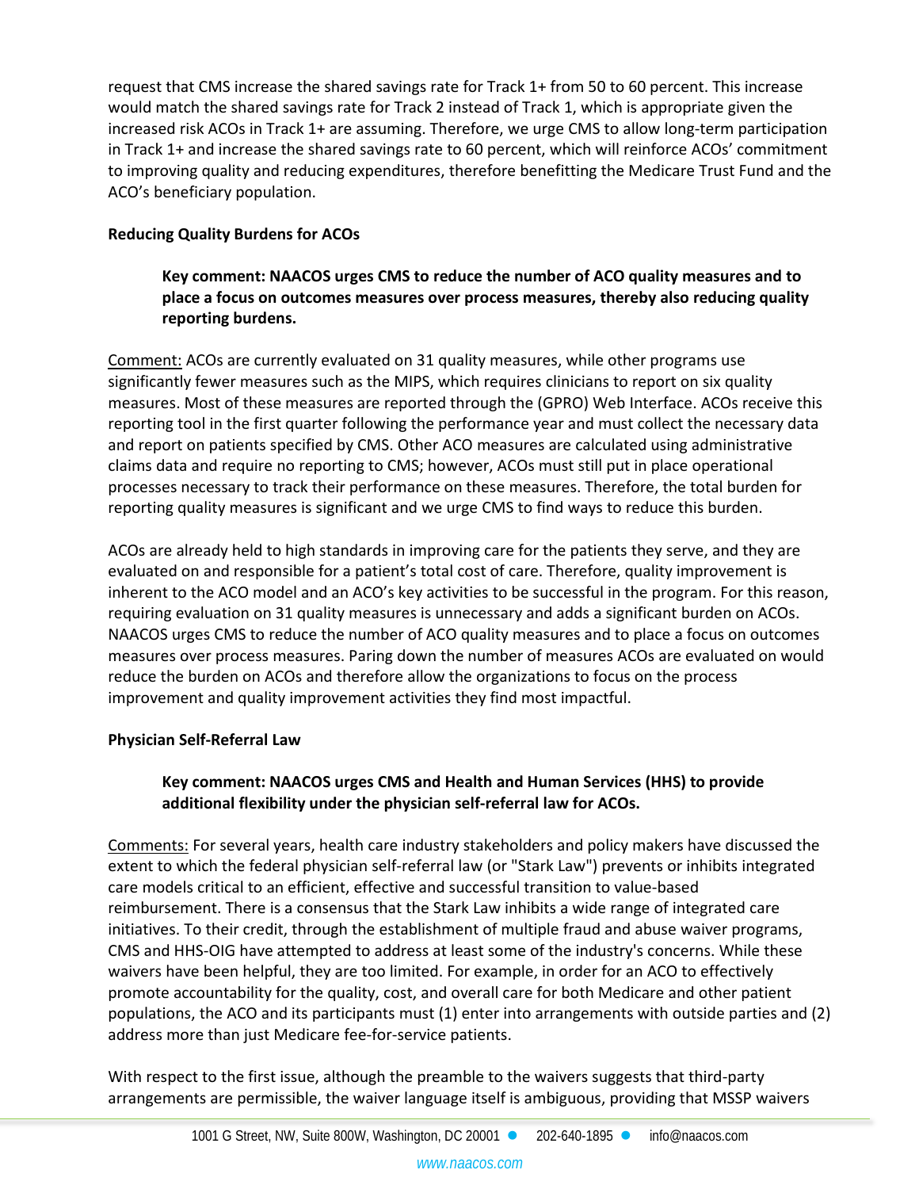request that CMS increase the shared savings rate for Track 1+ from 50 to 60 percent. This increase would match the shared savings rate for Track 2 instead of Track 1, which is appropriate given the increased risk ACOs in Track 1+ are assuming. Therefore, we urge CMS to allow long-term participation in Track 1+ and increase the shared savings rate to 60 percent, which will reinforce ACOs' commitment to improving quality and reducing expenditures, therefore benefitting the Medicare Trust Fund and the ACO's beneficiary population.

**Reducing Quality Burdens for ACOs**

> **Key comment: NAACOS urges CMS to reduce the number of ACO quality measures and to place a focus on outcomes measures over process measures, thereby also reducing quality reporting burdens.**

Comment: ACOs are currently evaluated on 31 quality measures, while other programs use significantly fewer measures such as the MIPS, which requires clinicians to report on six quality measures. Most of these measures are reported through the (GPRO) Web Interface. ACOs receive this reporting tool in the first quarter following the performance year and must collect the necessary data and report on patients specified by CMS. Other ACO measures are calculated using administrative claims data and require no reporting to CMS; however, ACOs must still put in place operational processes necessary to track their performance on these measures. Therefore, the total burden for reporting quality measures is significant and we urge CMS to find ways to reduce this burden.

ACOs are already held to high standards in improving care for the patients they serve, and they are evaluated on and responsible for a patient's total cost of care. Therefore, quality improvement is inherent to the ACO model and an ACO's key activities to be successful in the program. For this reason, requiring evaluation on 31 quality measures is unnecessary and adds a significant burden on ACOs. NAACOS urges CMS to reduce the number of ACO quality measures and to place a focus on outcomes measures over process measures. Paring down the number of measures ACOs are evaluated on would reduce the burden on ACOs and therefore allow the organizations to focus on the process improvement and quality improvement activities they find most impactful.

**Physician Self-Referral Law**

> **Key comment: NAACOS urges CMS and Health and Human Services (HHS) to provide additional flexibility under the physician self-referral law for ACOs.**

Comments: For several years, health care industry stakeholders and policy makers have discussed the extent to which the federal physician self-referral law (or "Stark Law") prevents or inhibits integrated care models critical to an efficient, effective and successful transition to value-based reimbursement. There is a consensus that the Stark Law inhibits a wide range of integrated care initiatives. To their credit, through the establishment of multiple fraud and abuse waiver programs, CMS and HHS-OIG have attempted to address at least some of the industry's concerns. While these waivers have been helpful, they are too limited. For example, in order for an ACO to effectively promote accountability for the quality, cost, and overall care for both Medicare and other patient populations, the ACO and its participants must (1) enter into arrangements with outside parties and (2) address more than just Medicare fee-for-service patients.

With respect to the first issue, although the preamble to the waivers suggests that third-party arrangements are permissible, the waiver language itself is ambiguous, providing that MSSP waivers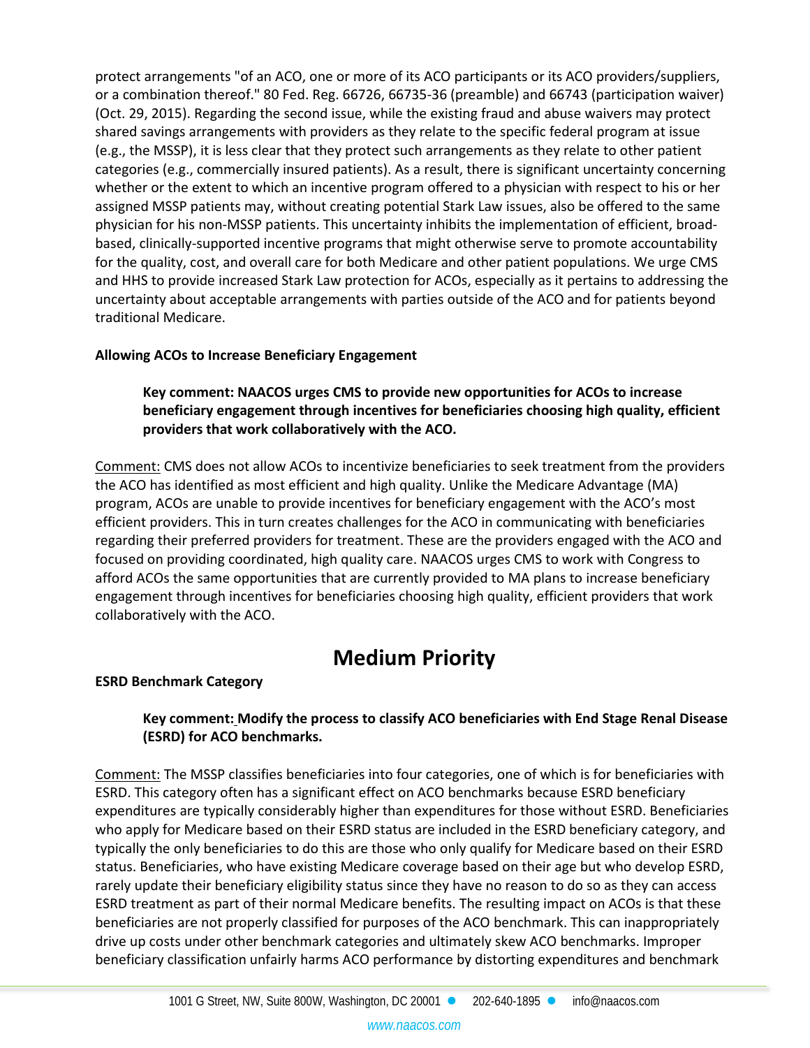protect arrangements "of an ACO, one or more of its ACO participants or its ACO providers/suppliers, or a combination thereof." 80 Fed. Reg. 66726, 66735-36 (preamble) and 66743 (participation waiver) (Oct. 29, 2015). Regarding the second issue, while the existing fraud and abuse waivers may protect shared savings arrangements with providers as they relate to the specific federal program at issue (e.g., the MSSP), it is less clear that they protect such arrangements as they relate to other patient categories (e.g., commercially insured patients). As a result, there is significant uncertainty concerning whether or the extent to which an incentive program offered to a physician with respect to his or her assigned MSSP patients may, without creating potential Stark Law issues, also be offered to the same physician for his non-MSSP patients. This uncertainty inhibits the implementation of efficient, broad-based, clinically-supported incentive programs that might otherwise serve to promote accountability for the quality, cost, and overall care for both Medicare and other patient populations. We urge CMS and HHS to provide increased Stark Law protection for ACOs, especially as it pertains to addressing the uncertainty about acceptable arrangements with parties outside of the ACO and for patients beyond traditional Medicare.

**Allowing ACOs to Increase Beneficiary Engagement**

> **Key comment: NAACOS urges CMS to provide new opportunities for ACOs to increase beneficiary engagement through incentives for beneficiaries choosing high quality, efficient providers that work collaboratively with the ACO.**

Comment: CMS does not allow ACOs to incentivize beneficiaries to seek treatment from the providers the ACO has identified as most efficient and high quality. Unlike the Medicare Advantage (MA) program, ACOs are unable to provide incentives for beneficiary engagement with the ACO's most efficient providers. This in turn creates challenges for the ACO in communicating with beneficiaries regarding their preferred providers for treatment. These are the providers engaged with the ACO and focused on providing coordinated, high quality care. NAACOS urges CMS to work with Congress to afford ACOs the same opportunities that are currently provided to MA plans to increase beneficiary engagement through incentives for beneficiaries choosing high quality, efficient providers that work collaboratively with the ACO.

# Medium Priority

**ESRD Benchmark Category**

> **Key comment: Modify the process to classify ACO beneficiaries with End Stage Renal Disease (ESRD) for ACO benchmarks.**

Comment: The MSSP classifies beneficiaries into four categories, one of which is for beneficiaries with ESRD. This category often has a significant effect on ACO benchmarks because ESRD beneficiary expenditures are typically considerably higher than expenditures for those without ESRD. Beneficiaries who apply for Medicare based on their ESRD status are included in the ESRD beneficiary category, and typically the only beneficiaries to do this are those who only qualify for Medicare based on their ESRD status. Beneficiaries, who have existing Medicare coverage based on their age but who develop ESRD, rarely update their beneficiary eligibility status since they have no reason to do so as they can access ESRD treatment as part of their normal Medicare benefits. The resulting impact on ACOs is that these beneficiaries are not properly classified for purposes of the ACO benchmark. This can inappropriately drive up costs under other benchmark categories and ultimately skew ACO benchmarks. Improper beneficiary classification unfairly harms ACO performance by distorting expenditures and benchmark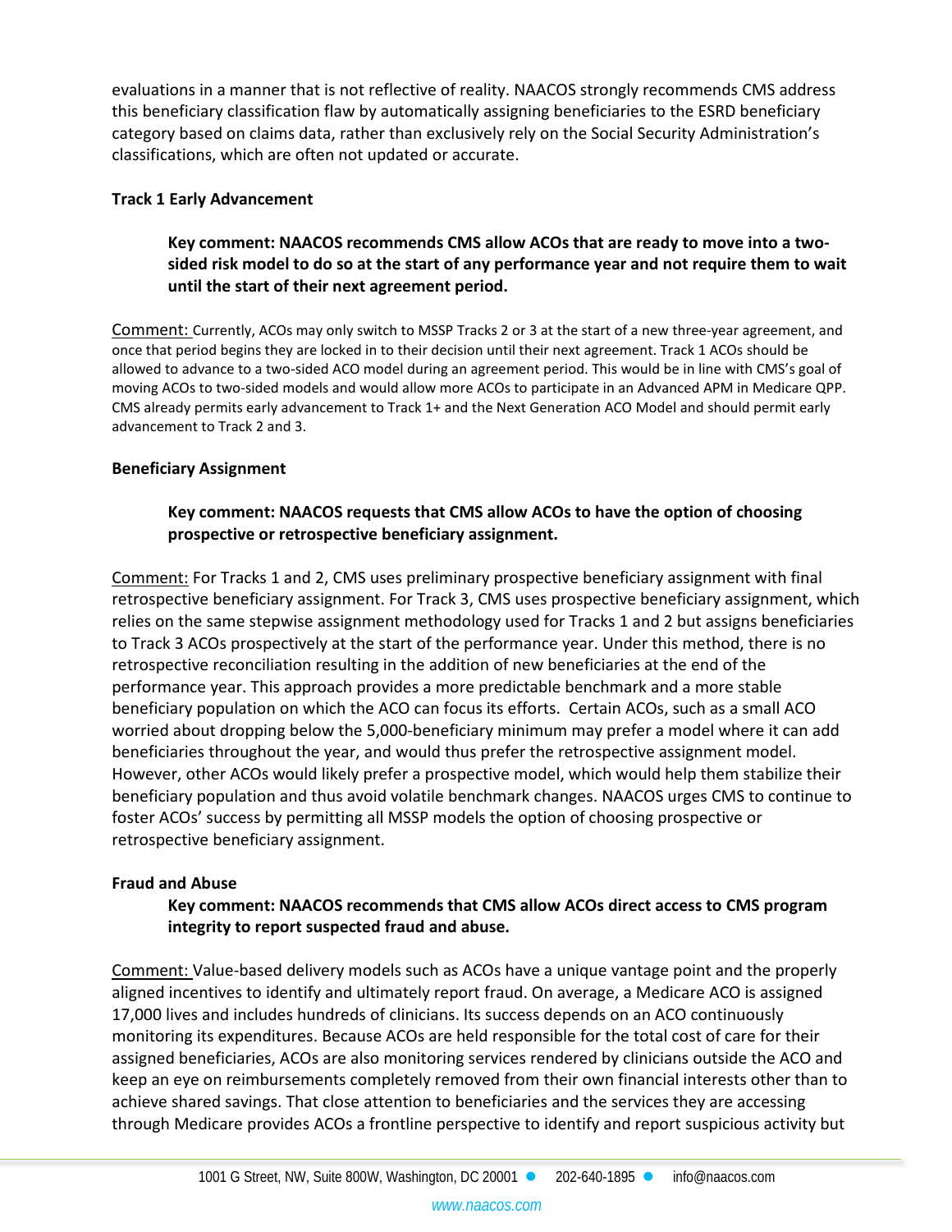evaluations in a manner that is not reflective of reality. NAACOS strongly recommends CMS address this beneficiary classification flaw by automatically assigning beneficiaries to the ESRD beneficiary category based on claims data, rather than exclusively rely on the Social Security Administration's classifications, which are often not updated or accurate.

**Track 1 Early Advancement**

> **Key comment: NAACOS recommends CMS allow ACOs that are ready to move into a two-sided risk model to do so at the start of any performance year and not require them to wait until the start of their next agreement period.**

Comment: Currently, ACOs may only switch to MSSP Tracks 2 or 3 at the start of a new three-year agreement, and once that period begins they are locked in to their decision until their next agreement. Track 1 ACOs should be allowed to advance to a two-sided ACO model during an agreement period. This would be in line with CMS's goal of moving ACOs to two-sided models and would allow more ACOs to participate in an Advanced APM in Medicare QPP. CMS already permits early advancement to Track 1+ and the Next Generation ACO Model and should permit early advancement to Track 2 and 3.

**Beneficiary Assignment**

> **Key comment: NAACOS requests that CMS allow ACOs to have the option of choosing prospective or retrospective beneficiary assignment.**

Comment: For Tracks 1 and 2, CMS uses preliminary prospective beneficiary assignment with final retrospective beneficiary assignment. For Track 3, CMS uses prospective beneficiary assignment, which relies on the same stepwise assignment methodology used for Tracks 1 and 2 but assigns beneficiaries to Track 3 ACOs prospectively at the start of the performance year. Under this method, there is no retrospective reconciliation resulting in the addition of new beneficiaries at the end of the performance year. This approach provides a more predictable benchmark and a more stable beneficiary population on which the ACO can focus its efforts. Certain ACOs, such as a small ACO worried about dropping below the 5,000-beneficiary minimum may prefer a model where it can add beneficiaries throughout the year, and would thus prefer the retrospective assignment model. However, other ACOs would likely prefer a prospective model, which would help them stabilize their beneficiary population and thus avoid volatile benchmark changes. NAACOS urges CMS to continue to foster ACOs' success by permitting all MSSP models the option of choosing prospective or retrospective beneficiary assignment.

**Fraud and Abuse**

> **Key comment: NAACOS recommends that CMS allow ACOs direct access to CMS program integrity to report suspected fraud and abuse.**

Comment: Value-based delivery models such as ACOs have a unique vantage point and the properly aligned incentives to identify and ultimately report fraud. On average, a Medicare ACO is assigned 17,000 lives and includes hundreds of clinicians. Its success depends on an ACO continuously monitoring its expenditures. Because ACOs are held responsible for the total cost of care for their assigned beneficiaries, ACOs are also monitoring services rendered by clinicians outside the ACO and keep an eye on reimbursements completely removed from their own financial interests other than to achieve shared savings. That close attention to beneficiaries and the services they are accessing through Medicare provides ACOs a frontline perspective to identify and report suspicious activity but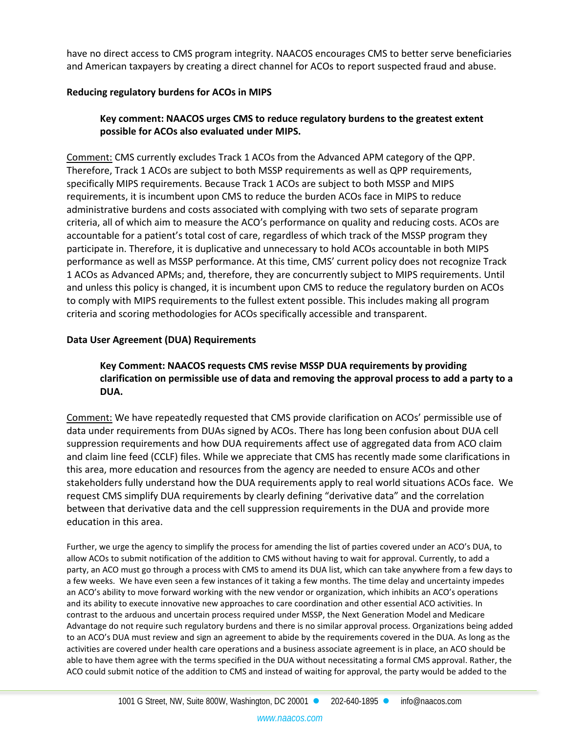have no direct access to CMS program integrity. NAACOS encourages CMS to better serve beneficiaries and American taxpayers by creating a direct channel for ACOs to report suspected fraud and abuse.

**Reducing regulatory burdens for ACOs in MIPS**

> **Key comment: NAACOS urges CMS to reduce regulatory burdens to the greatest extent possible for ACOs also evaluated under MIPS.**

Comment: CMS currently excludes Track 1 ACOs from the Advanced APM category of the QPP. Therefore, Track 1 ACOs are subject to both MSSP requirements as well as QPP requirements, specifically MIPS requirements. Because Track 1 ACOs are subject to both MSSP and MIPS requirements, it is incumbent upon CMS to reduce the burden ACOs face in MIPS to reduce administrative burdens and costs associated with complying with two sets of separate program criteria, all of which aim to measure the ACO's performance on quality and reducing costs. ACOs are accountable for a patient's total cost of care, regardless of which track of the MSSP program they participate in. Therefore, it is duplicative and unnecessary to hold ACOs accountable in both MIPS performance as well as MSSP performance. At this time, CMS' current policy does not recognize Track 1 ACOs as Advanced APMs; and, therefore, they are concurrently subject to MIPS requirements. Until and unless this policy is changed, it is incumbent upon CMS to reduce the regulatory burden on ACOs to comply with MIPS requirements to the fullest extent possible. This includes making all program criteria and scoring methodologies for ACOs specifically accessible and transparent.

**Data User Agreement (DUA) Requirements**

> **Key Comment: NAACOS requests CMS revise MSSP DUA requirements by providing clarification on permissible use of data and removing the approval process to add a party to a DUA.**

Comment: We have repeatedly requested that CMS provide clarification on ACOs' permissible use of data under requirements from DUAs signed by ACOs. There has long been confusion about DUA cell suppression requirements and how DUA requirements affect use of aggregated data from ACO claim and claim line feed (CCLF) files. While we appreciate that CMS has recently made some clarifications in this area, more education and resources from the agency are needed to ensure ACOs and other stakeholders fully understand how the DUA requirements apply to real world situations ACOs face. We request CMS simplify DUA requirements by clearly defining "derivative data" and the correlation between that derivative data and the cell suppression requirements in the DUA and provide more education in this area.

Further, we urge the agency to simplify the process for amending the list of parties covered under an ACO's DUA, to allow ACOs to submit notification of the addition to CMS without having to wait for approval. Currently, to add a party, an ACO must go through a process with CMS to amend its DUA list, which can take anywhere from a few days to a few weeks. We have even seen a few instances of it taking a few months. The time delay and uncertainty impedes an ACO's ability to move forward working with the new vendor or organization, which inhibits an ACO's operations and its ability to execute innovative new approaches to care coordination and other essential ACO activities. In contrast to the arduous and uncertain process required under MSSP, the Next Generation Model and Medicare Advantage do not require such regulatory burdens and there is no similar approval process. Organizations being added to an ACO's DUA must review and sign an agreement to abide by the requirements covered in the DUA. As long as the activities are covered under health care operations and a business associate agreement is in place, an ACO should be able to have them agree with the terms specified in the DUA without necessitating a formal CMS approval. Rather, the ACO could submit notice of the addition to CMS and instead of waiting for approval, the party would be added to the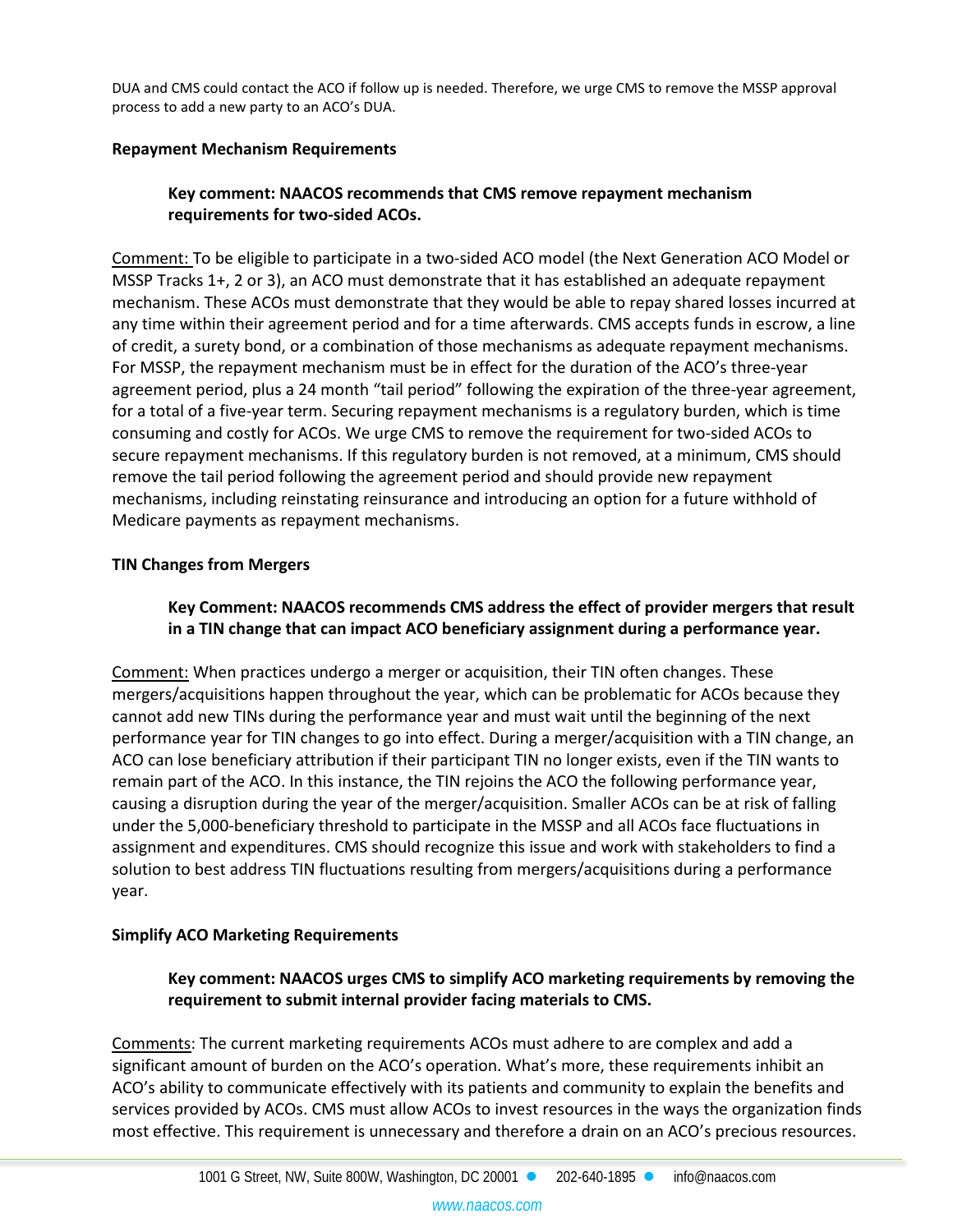DUA and CMS could contact the ACO if follow up is needed. Therefore, we urge CMS to remove the MSSP approval process to add a new party to an ACO's DUA.

**Repayment Mechanism Requirements**

> **Key comment: NAACOS recommends that CMS remove repayment mechanism requirements for two-sided ACOs.**

Comment: To be eligible to participate in a two-sided ACO model (the Next Generation ACO Model or MSSP Tracks 1+, 2 or 3), an ACO must demonstrate that it has established an adequate repayment mechanism. These ACOs must demonstrate that they would be able to repay shared losses incurred at any time within their agreement period and for a time afterwards. CMS accepts funds in escrow, a line of credit, a surety bond, or a combination of those mechanisms as adequate repayment mechanisms. For MSSP, the repayment mechanism must be in effect for the duration of the ACO's three-year agreement period, plus a 24 month "tail period" following the expiration of the three-year agreement, for a total of a five-year term. Securing repayment mechanisms is a regulatory burden, which is time consuming and costly for ACOs. We urge CMS to remove the requirement for two-sided ACOs to secure repayment mechanisms. If this regulatory burden is not removed, at a minimum, CMS should remove the tail period following the agreement period and should provide new repayment mechanisms, including reinstating reinsurance and introducing an option for a future withhold of Medicare payments as repayment mechanisms.

**TIN Changes from Mergers**

> **Key Comment: NAACOS recommends CMS address the effect of provider mergers that result in a TIN change that can impact ACO beneficiary assignment during a performance year.**

Comment: When practices undergo a merger or acquisition, their TIN often changes. These mergers/acquisitions happen throughout the year, which can be problematic for ACOs because they cannot add new TINs during the performance year and must wait until the beginning of the next performance year for TIN changes to go into effect. During a merger/acquisition with a TIN change, an ACO can lose beneficiary attribution if their participant TIN no longer exists, even if the TIN wants to remain part of the ACO. In this instance, the TIN rejoins the ACO the following performance year, causing a disruption during the year of the merger/acquisition. Smaller ACOs can be at risk of falling under the 5,000-beneficiary threshold to participate in the MSSP and all ACOs face fluctuations in assignment and expenditures. CMS should recognize this issue and work with stakeholders to find a solution to best address TIN fluctuations resulting from mergers/acquisitions during a performance year.

**Simplify ACO Marketing Requirements**

> **Key comment: NAACOS urges CMS to simplify ACO marketing requirements by removing the requirement to submit internal provider facing materials to CMS.**

Comments: The current marketing requirements ACOs must adhere to are complex and add a significant amount of burden on the ACO's operation. What's more, these requirements inhibit an ACO's ability to communicate effectively with its patients and community to explain the benefits and services provided by ACOs. CMS must allow ACOs to invest resources in the ways the organization finds most effective. This requirement is unnecessary and therefore a drain on an ACO's precious resources.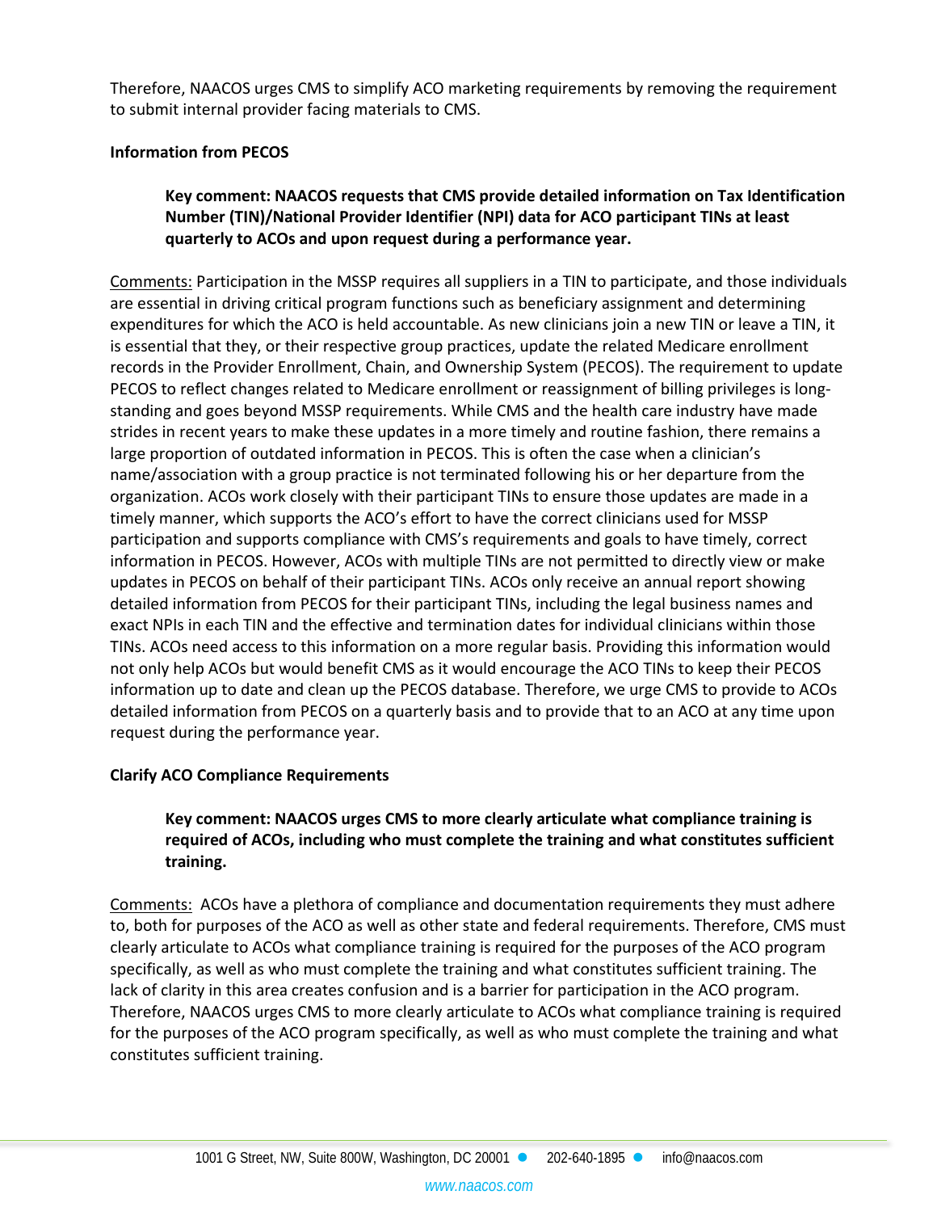Therefore, NAACOS urges CMS to simplify ACO marketing requirements by removing the requirement to submit internal provider facing materials to CMS.

**Information from PECOS**

> **Key comment: NAACOS requests that CMS provide detailed information on Tax Identification Number (TIN)/National Provider Identifier (NPI) data for ACO participant TINs at least quarterly to ACOs and upon request during a performance year.**

Comments: Participation in the MSSP requires all suppliers in a TIN to participate, and those individuals are essential in driving critical program functions such as beneficiary assignment and determining expenditures for which the ACO is held accountable. As new clinicians join a new TIN or leave a TIN, it is essential that they, or their respective group practices, update the related Medicare enrollment records in the Provider Enrollment, Chain, and Ownership System (PECOS). The requirement to update PECOS to reflect changes related to Medicare enrollment or reassignment of billing privileges is long-standing and goes beyond MSSP requirements. While CMS and the health care industry have made strides in recent years to make these updates in a more timely and routine fashion, there remains a large proportion of outdated information in PECOS. This is often the case when a clinician's name/association with a group practice is not terminated following his or her departure from the organization. ACOs work closely with their participant TINs to ensure those updates are made in a timely manner, which supports the ACO's effort to have the correct clinicians used for MSSP participation and supports compliance with CMS's requirements and goals to have timely, correct information in PECOS. However, ACOs with multiple TINs are not permitted to directly view or make updates in PECOS on behalf of their participant TINs. ACOs only receive an annual report showing detailed information from PECOS for their participant TINs, including the legal business names and exact NPIs in each TIN and the effective and termination dates for individual clinicians within those TINs. ACOs need access to this information on a more regular basis. Providing this information would not only help ACOs but would benefit CMS as it would encourage the ACO TINs to keep their PECOS information up to date and clean up the PECOS database. Therefore, we urge CMS to provide to ACOs detailed information from PECOS on a quarterly basis and to provide that to an ACO at any time upon request during the performance year.

**Clarify ACO Compliance Requirements**

> **Key comment: NAACOS urges CMS to more clearly articulate what compliance training is required of ACOs, including who must complete the training and what constitutes sufficient training.**

Comments: ACOs have a plethora of compliance and documentation requirements they must adhere to, both for purposes of the ACO as well as other state and federal requirements. Therefore, CMS must clearly articulate to ACOs what compliance training is required for the purposes of the ACO program specifically, as well as who must complete the training and what constitutes sufficient training. The lack of clarity in this area creates confusion and is a barrier for participation in the ACO program. Therefore, NAACOS urges CMS to more clearly articulate to ACOs what compliance training is required for the purposes of the ACO program specifically, as well as who must complete the training and what constitutes sufficient training.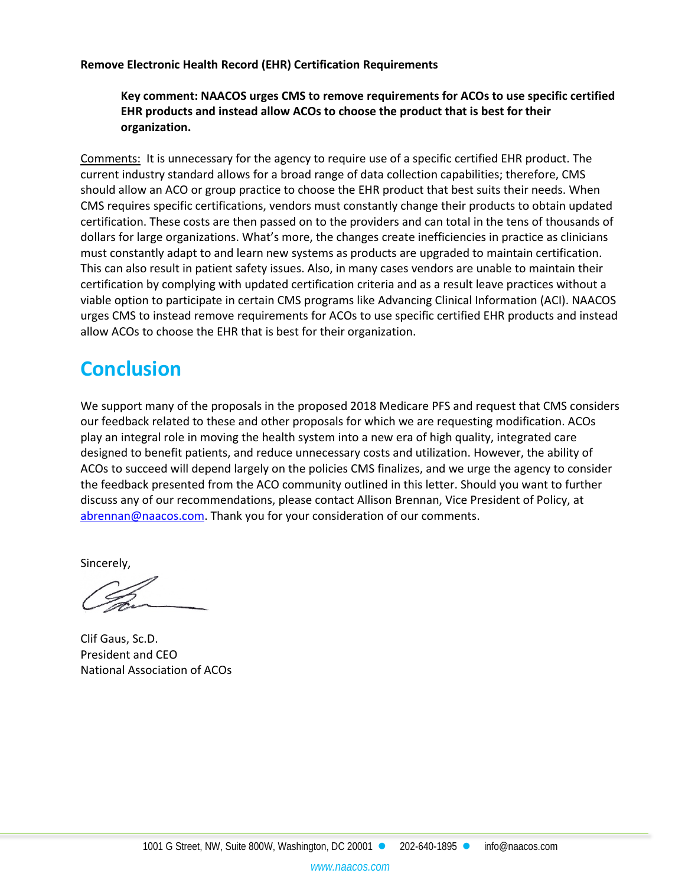**Remove Electronic Health Record (EHR) Certification Requirements**

> **Key comment: NAACOS urges CMS to remove requirements for ACOs to use specific certified EHR products and instead allow ACOs to choose the product that is best for their organization.**

Comments: It is unnecessary for the agency to require use of a specific certified EHR product. The current industry standard allows for a broad range of data collection capabilities; therefore, CMS should allow an ACO or group practice to choose the EHR product that best suits their needs. When CMS requires specific certifications, vendors must constantly change their products to obtain updated certification. These costs are then passed on to the providers and can total in the tens of thousands of dollars for large organizations. What's more, the changes create inefficiencies in practice as clinicians must constantly adapt to and learn new systems as products are upgraded to maintain certification. This can also result in patient safety issues. Also, in many cases vendors are unable to maintain their certification by complying with updated certification criteria and as a result leave practices without a viable option to participate in certain CMS programs like Advancing Clinical Information (ACI). NAACOS urges CMS to instead remove requirements for ACOs to use specific certified EHR products and instead allow ACOs to choose the EHR that is best for their organization.

# Conclusion

We support many of the proposals in the proposed 2018 Medicare PFS and request that CMS considers our feedback related to these and other proposals for which we are requesting modification. ACOs play an integral role in moving the health system into a new era of high quality, integrated care designed to benefit patients, and reduce unnecessary costs and utilization. However, the ability of ACOs to succeed will depend largely on the policies CMS finalizes, and we urge the agency to consider the feedback presented from the ACO community outlined in this letter. Should you want to further discuss any of our recommendations, please contact Allison Brennan, Vice President of Policy, at abrennan@naacos.com. Thank you for your consideration of our comments.

Sincerely,

Clif Gaus, Sc.D.
President and CEO
National Association of ACOs